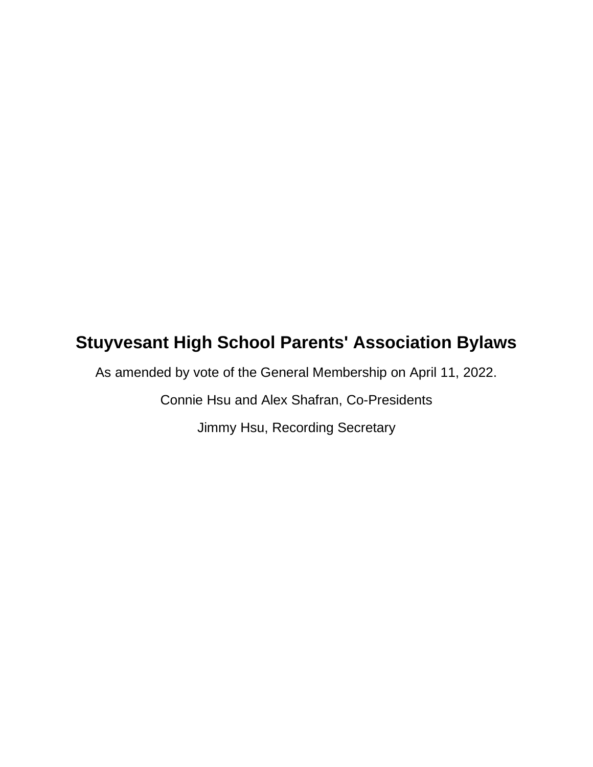# Stuyvesant High School Parents' Association Bylaws

As amended by vote of the General Membership on April 11, 2022.

Connie Hsu and Alex Shafran, Co-Presidents

Jimmy Hsu, Recording Secretary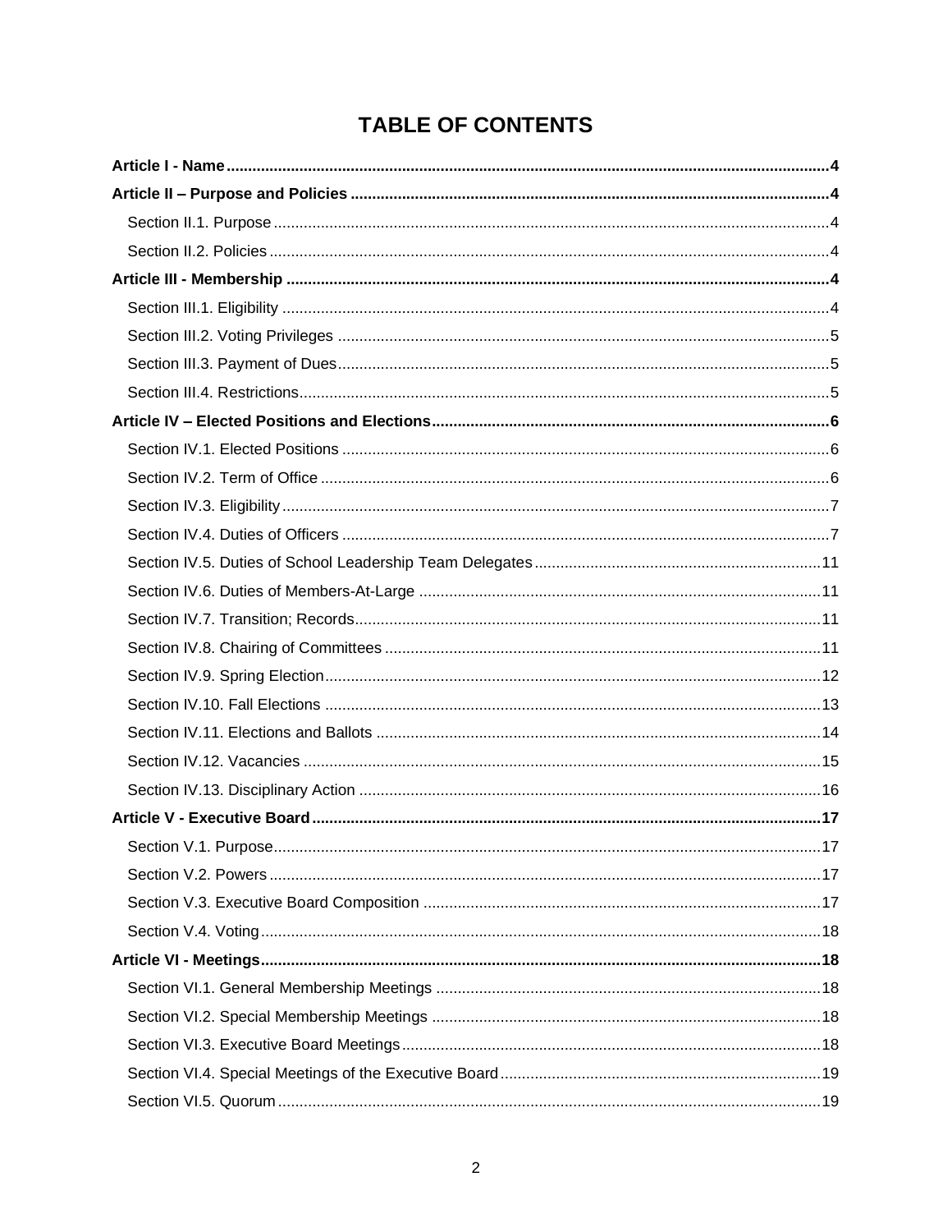# TABLE OF CONTENTS

**Article I - Name** ........ **4**

**Article II – Purpose and Policies** ........ **4**

- Section II.1. Purpose ........ 4
- Section II.2. Policies ........ 4

**Article III - Membership** ........ **4**

- Section III.1. Eligibility ........ 4
- Section III.2. Voting Privileges ........ 5
- Section III.3. Payment of Dues ........ 5
- Section III.4. Restrictions ........ 5

**Article IV – Elected Positions and Elections** ........ **6**

- Section IV.1. Elected Positions ........ 6
- Section IV.2. Term of Office ........ 6
- Section IV.3. Eligibility ........ 7
- Section IV.4. Duties of Officers ........ 7
- Section IV.5. Duties of School Leadership Team Delegates ........ 11
- Section IV.6. Duties of Members-At-Large ........ 11
- Section IV.7. Transition; Records ........ 11
- Section IV.8. Chairing of Committees ........ 11
- Section IV.9. Spring Election ........ 12
- Section IV.10. Fall Elections ........ 13
- Section IV.11. Elections and Ballots ........ 14
- Section IV.12. Vacancies ........ 15
- Section IV.13. Disciplinary Action ........ 16

**Article V - Executive Board** ........ **17**

- Section V.1. Purpose ........ 17
- Section V.2. Powers ........ 17
- Section V.3. Executive Board Composition ........ 17
- Section V.4. Voting ........ 18

**Article VI - Meetings** ........ **18**

- Section VI.1. General Membership Meetings ........ 18
- Section VI.2. Special Membership Meetings ........ 18
- Section VI.3. Executive Board Meetings ........ 18
- Section VI.4. Special Meetings of the Executive Board ........ 19
- Section VI.5. Quorum ........ 19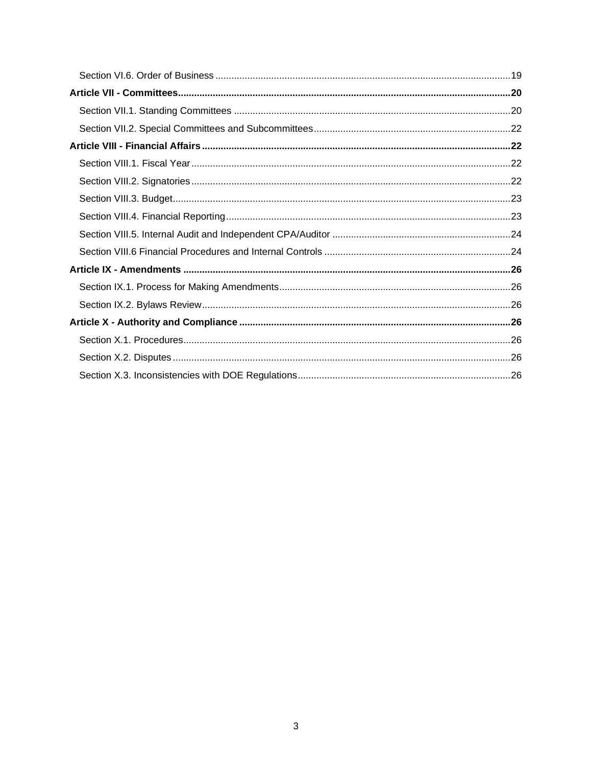Section VI.6. Order of Business .......... 19

**Article VII - Committees .......... 20**

Section VII.1. Standing Committees .......... 20

Section VII.2. Special Committees and Subcommittees .......... 22

**Article VIII - Financial Affairs .......... 22**

Section VIII.1. Fiscal Year .......... 22

Section VIII.2. Signatories .......... 22

Section VIII.3. Budget .......... 23

Section VIII.4. Financial Reporting .......... 23

Section VIII.5. Internal Audit and Independent CPA/Auditor .......... 24

Section VIII.6 Financial Procedures and Internal Controls .......... 24

**Article IX - Amendments .......... 26**

Section IX.1. Process for Making Amendments .......... 26

Section IX.2. Bylaws Review .......... 26

**Article X - Authority and Compliance .......... 26**

Section X.1. Procedures .......... 26

Section X.2. Disputes .......... 26

Section X.3. Inconsistencies with DOE Regulations .......... 26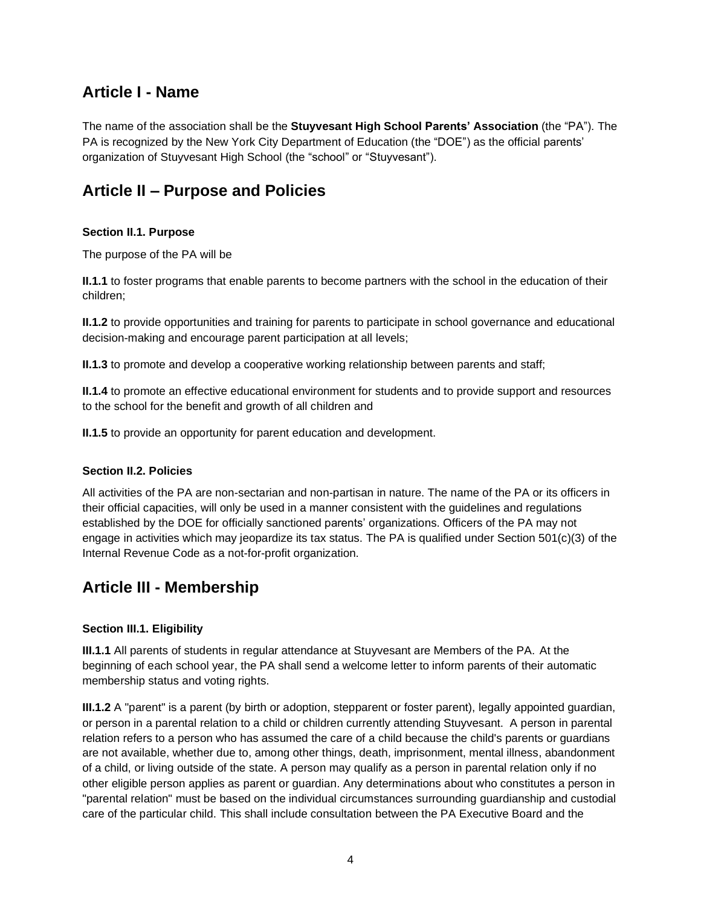## Article I - Name

The name of the association shall be the **Stuyvesant High School Parents' Association** (the "PA"). The PA is recognized by the New York City Department of Education (the "DOE") as the official parents' organization of Stuyvesant High School (the "school" or "Stuyvesant").

## Article II – Purpose and Policies

#### Section II.1. Purpose

The purpose of the PA will be

**II.1.1** to foster programs that enable parents to become partners with the school in the education of their children;

**II.1.2** to provide opportunities and training for parents to participate in school governance and educational decision-making and encourage parent participation at all levels;

**II.1.3** to promote and develop a cooperative working relationship between parents and staff;

**II.1.4** to promote an effective educational environment for students and to provide support and resources to the school for the benefit and growth of all children and

**II.1.5** to provide an opportunity for parent education and development.

#### Section II.2. Policies

All activities of the PA are non-sectarian and non-partisan in nature. The name of the PA or its officers in their official capacities, will only be used in a manner consistent with the guidelines and regulations established by the DOE for officially sanctioned parents' organizations. Officers of the PA may not engage in activities which may jeopardize its tax status. The PA is qualified under Section 501(c)(3) of the Internal Revenue Code as a not-for-profit organization.

## Article III - Membership

#### Section III.1. Eligibility

**III.1.1** All parents of students in regular attendance at Stuyvesant are Members of the PA. At the beginning of each school year, the PA shall send a welcome letter to inform parents of their automatic membership status and voting rights.

**III.1.2** A "parent" is a parent (by birth or adoption, stepparent or foster parent), legally appointed guardian, or person in a parental relation to a child or children currently attending Stuyvesant. A person in parental relation refers to a person who has assumed the care of a child because the child's parents or guardians are not available, whether due to, among other things, death, imprisonment, mental illness, abandonment of a child, or living outside of the state. A person may qualify as a person in parental relation only if no other eligible person applies as parent or guardian. Any determinations about who constitutes a person in "parental relation" must be based on the individual circumstances surrounding guardianship and custodial care of the particular child. This shall include consultation between the PA Executive Board and the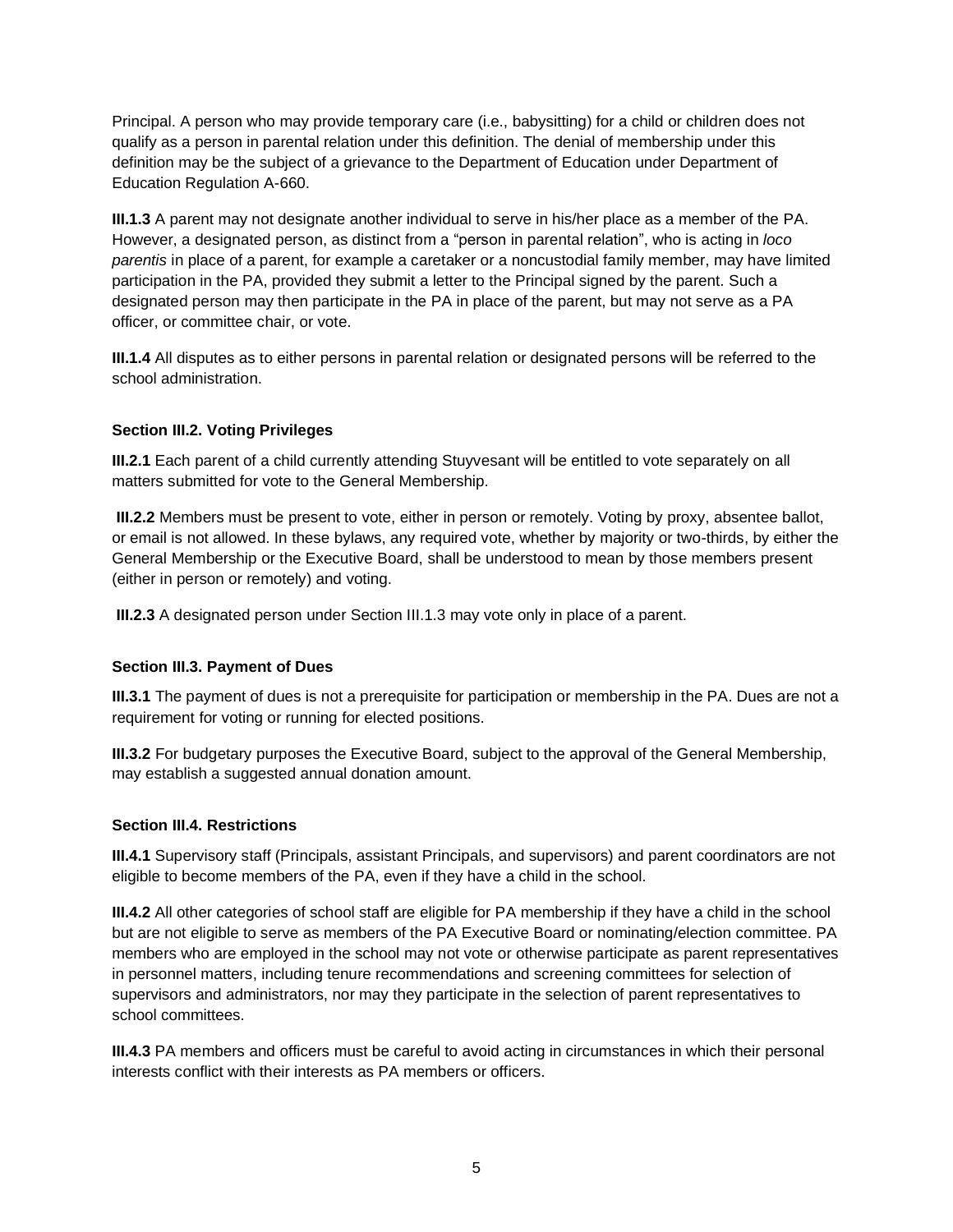Principal. A person who may provide temporary care (i.e., babysitting) for a child or children does not qualify as a person in parental relation under this definition. The denial of membership under this definition may be the subject of a grievance to the Department of Education under Department of Education Regulation A-660.

**III.1.3** A parent may not designate another individual to serve in his/her place as a member of the PA. However, a designated person, as distinct from a "person in parental relation", who is acting in *loco parentis* in place of a parent, for example a caretaker or a noncustodial family member, may have limited participation in the PA, provided they submit a letter to the Principal signed by the parent. Such a designated person may then participate in the PA in place of the parent, but may not serve as a PA officer, or committee chair, or vote.

**III.1.4** All disputes as to either persons in parental relation or designated persons will be referred to the school administration.

#### Section III.2. Voting Privileges

**III.2.1** Each parent of a child currently attending Stuyvesant will be entitled to vote separately on all matters submitted for vote to the General Membership.

**III.2.2** Members must be present to vote, either in person or remotely. Voting by proxy, absentee ballot, or email is not allowed. In these bylaws, any required vote, whether by majority or two-thirds, by either the General Membership or the Executive Board, shall be understood to mean by those members present (either in person or remotely) and voting.

**III.2.3** A designated person under Section III.1.3 may vote only in place of a parent.

#### Section III.3. Payment of Dues

**III.3.1** The payment of dues is not a prerequisite for participation or membership in the PA. Dues are not a requirement for voting or running for elected positions.

**III.3.2** For budgetary purposes the Executive Board, subject to the approval of the General Membership, may establish a suggested annual donation amount.

#### Section III.4. Restrictions

**III.4.1** Supervisory staff (Principals, assistant Principals, and supervisors) and parent coordinators are not eligible to become members of the PA, even if they have a child in the school.

**III.4.2** All other categories of school staff are eligible for PA membership if they have a child in the school but are not eligible to serve as members of the PA Executive Board or nominating/election committee. PA members who are employed in the school may not vote or otherwise participate as parent representatives in personnel matters, including tenure recommendations and screening committees for selection of supervisors and administrators, nor may they participate in the selection of parent representatives to school committees.

**III.4.3** PA members and officers must be careful to avoid acting in circumstances in which their personal interests conflict with their interests as PA members or officers.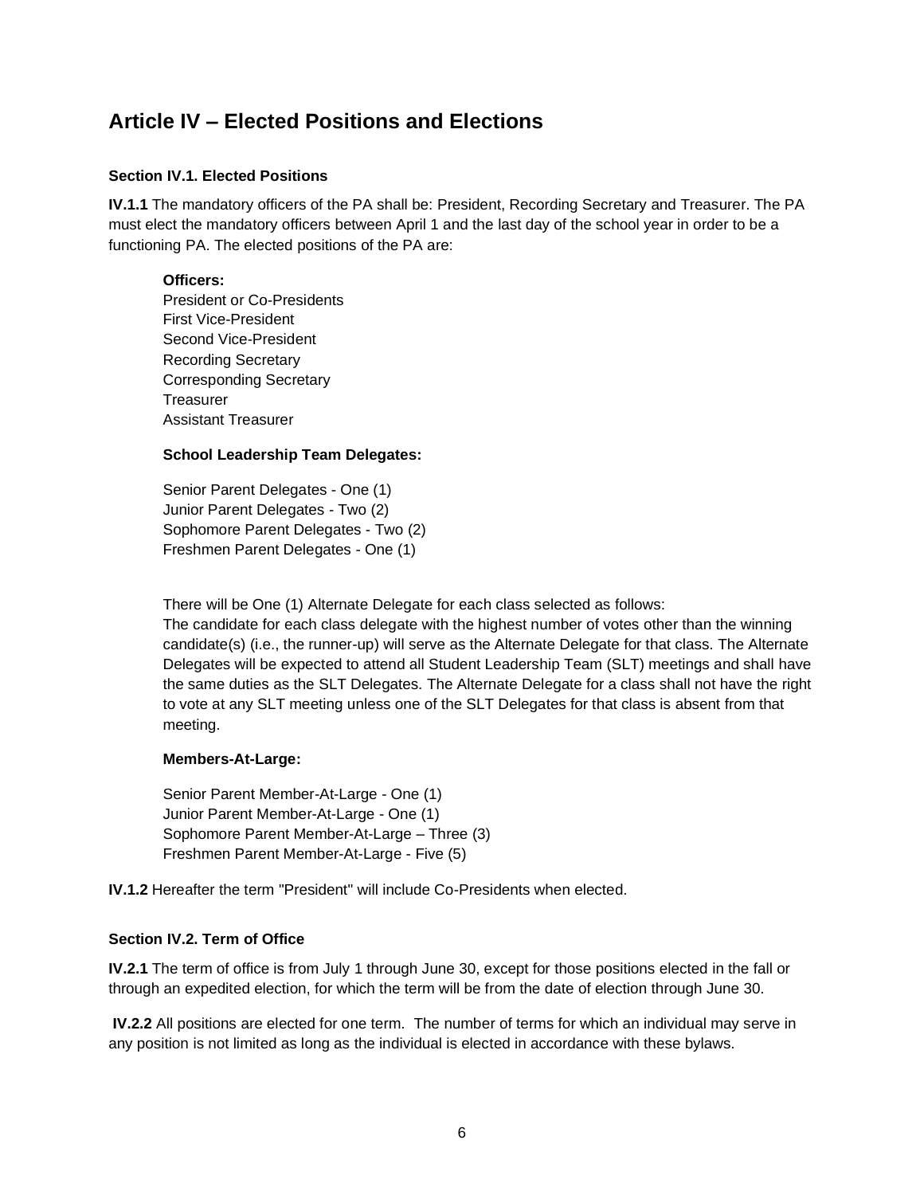## Article IV – Elected Positions and Elections

### Section IV.1. Elected Positions

**IV.1.1** The mandatory officers of the PA shall be: President, Recording Secretary and Treasurer. The PA must elect the mandatory officers between April 1 and the last day of the school year in order to be a functioning PA. The elected positions of the PA are:

**Officers:**
President or Co-Presidents
First Vice-President
Second Vice-President
Recording Secretary
Corresponding Secretary
Treasurer
Assistant Treasurer

**School Leadership Team Delegates:**

Senior Parent Delegates - One (1)
Junior Parent Delegates - Two (2)
Sophomore Parent Delegates - Two (2)
Freshmen Parent Delegates - One (1)

There will be One (1) Alternate Delegate for each class selected as follows:
The candidate for each class delegate with the highest number of votes other than the winning candidate(s) (i.e., the runner-up) will serve as the Alternate Delegate for that class. The Alternate Delegates will be expected to attend all Student Leadership Team (SLT) meetings and shall have the same duties as the SLT Delegates. The Alternate Delegate for a class shall not have the right to vote at any SLT meeting unless one of the SLT Delegates for that class is absent from that meeting.

**Members-At-Large:**

Senior Parent Member-At-Large - One (1)
Junior Parent Member-At-Large - One (1)
Sophomore Parent Member-At-Large – Three (3)
Freshmen Parent Member-At-Large - Five (5)

**IV.1.2** Hereafter the term "President" will include Co-Presidents when elected.

### Section IV.2. Term of Office

**IV.2.1** The term of office is from July 1 through June 30, except for those positions elected in the fall or through an expedited election, for which the term will be from the date of election through June 30.

**IV.2.2** All positions are elected for one term. The number of terms for which an individual may serve in any position is not limited as long as the individual is elected in accordance with these bylaws.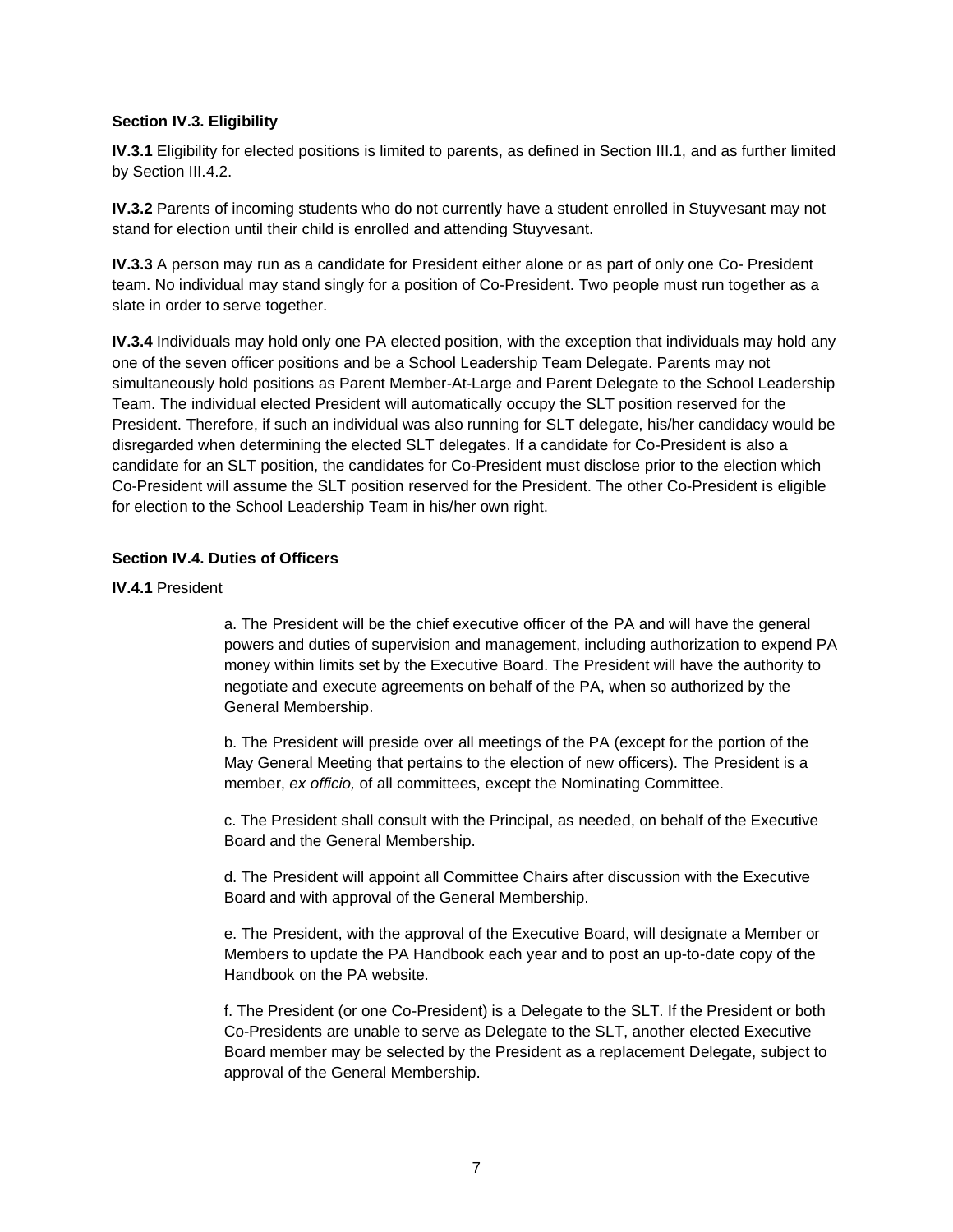**Section IV.3. Eligibility**

**IV.3.1** Eligibility for elected positions is limited to parents, as defined in Section III.1, and as further limited by Section III.4.2.

**IV.3.2** Parents of incoming students who do not currently have a student enrolled in Stuyvesant may not stand for election until their child is enrolled and attending Stuyvesant.

**IV.3.3** A person may run as a candidate for President either alone or as part of only one Co- President team. No individual may stand singly for a position of Co-President. Two people must run together as a slate in order to serve together.

**IV.3.4** Individuals may hold only one PA elected position, with the exception that individuals may hold any one of the seven officer positions and be a School Leadership Team Delegate. Parents may not simultaneously hold positions as Parent Member-At-Large and Parent Delegate to the School Leadership Team. The individual elected President will automatically occupy the SLT position reserved for the President. Therefore, if such an individual was also running for SLT delegate, his/her candidacy would be disregarded when determining the elected SLT delegates. If a candidate for Co-President is also a candidate for an SLT position, the candidates for Co-President must disclose prior to the election which Co-President will assume the SLT position reserved for the President. The other Co-President is eligible for election to the School Leadership Team in his/her own right.

**Section IV.4. Duties of Officers**

**IV.4.1** President

a. The President will be the chief executive officer of the PA and will have the general powers and duties of supervision and management, including authorization to expend PA money within limits set by the Executive Board. The President will have the authority to negotiate and execute agreements on behalf of the PA, when so authorized by the General Membership.

b. The President will preside over all meetings of the PA (except for the portion of the May General Meeting that pertains to the election of new officers). The President is a member, *ex officio,* of all committees, except the Nominating Committee.

c. The President shall consult with the Principal, as needed, on behalf of the Executive Board and the General Membership.

d. The President will appoint all Committee Chairs after discussion with the Executive Board and with approval of the General Membership.

e. The President, with the approval of the Executive Board, will designate a Member or Members to update the PA Handbook each year and to post an up-to-date copy of the Handbook on the PA website.

f. The President (or one Co-President) is a Delegate to the SLT. If the President or both Co-Presidents are unable to serve as Delegate to the SLT, another elected Executive Board member may be selected by the President as a replacement Delegate, subject to approval of the General Membership.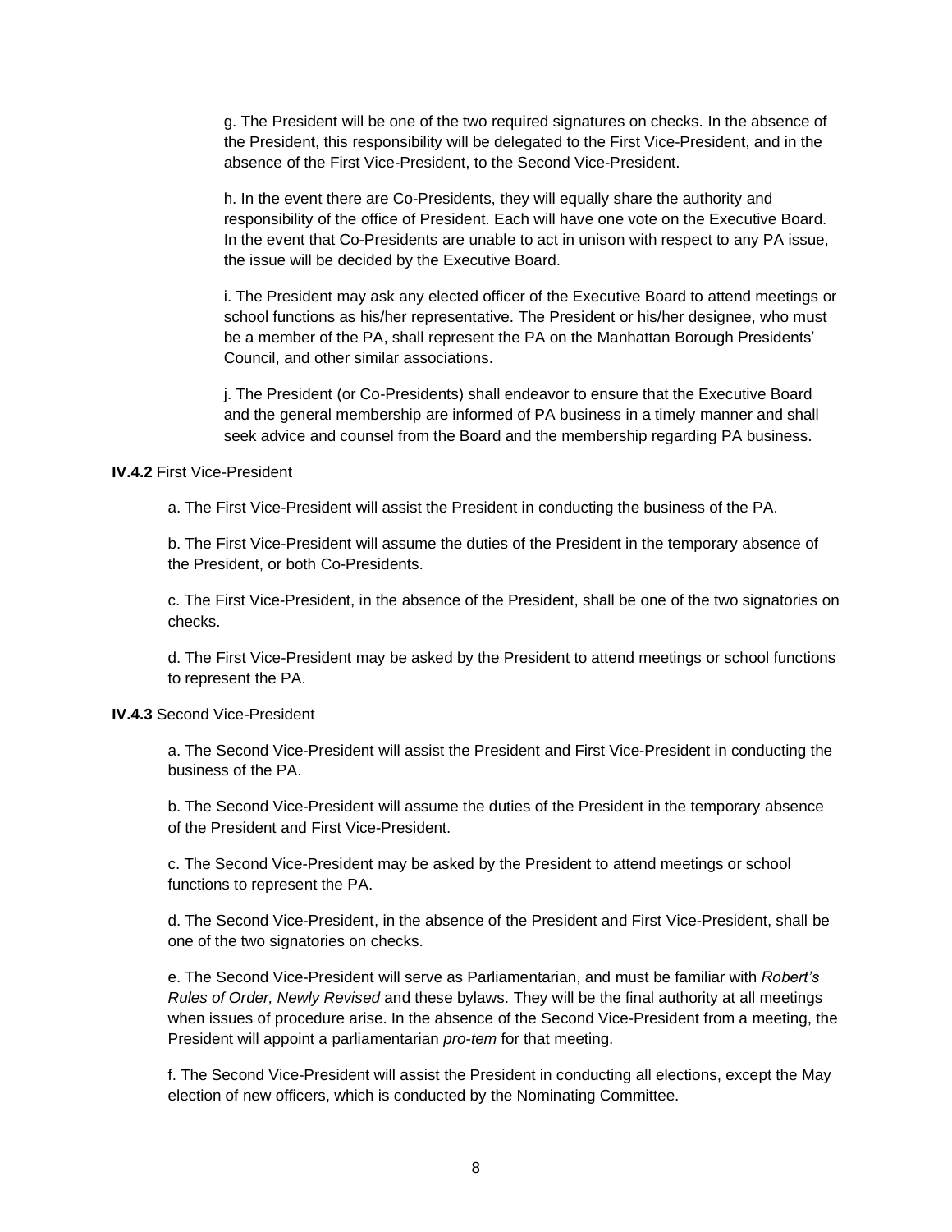g. The President will be one of the two required signatures on checks. In the absence of the President, this responsibility will be delegated to the First Vice-President, and in the absence of the First Vice-President, to the Second Vice-President.

h. In the event there are Co-Presidents, they will equally share the authority and responsibility of the office of President. Each will have one vote on the Executive Board. In the event that Co-Presidents are unable to act in unison with respect to any PA issue, the issue will be decided by the Executive Board.

i. The President may ask any elected officer of the Executive Board to attend meetings or school functions as his/her representative. The President or his/her designee, who must be a member of the PA, shall represent the PA on the Manhattan Borough Presidents' Council, and other similar associations.

j. The President (or Co-Presidents) shall endeavor to ensure that the Executive Board and the general membership are informed of PA business in a timely manner and shall seek advice and counsel from the Board and the membership regarding PA business.

**IV.4.2** First Vice-President

a. The First Vice-President will assist the President in conducting the business of the PA.

b. The First Vice-President will assume the duties of the President in the temporary absence of the President, or both Co-Presidents.

c. The First Vice-President, in the absence of the President, shall be one of the two signatories on checks.

d. The First Vice-President may be asked by the President to attend meetings or school functions to represent the PA.

**IV.4.3** Second Vice-President

a. The Second Vice-President will assist the President and First Vice-President in conducting the business of the PA.

b. The Second Vice-President will assume the duties of the President in the temporary absence of the President and First Vice-President.

c. The Second Vice-President may be asked by the President to attend meetings or school functions to represent the PA.

d. The Second Vice-President, in the absence of the President and First Vice-President, shall be one of the two signatories on checks.

e. The Second Vice-President will serve as Parliamentarian, and must be familiar with *Robert's Rules of Order, Newly Revised* and these bylaws. They will be the final authority at all meetings when issues of procedure arise. In the absence of the Second Vice-President from a meeting, the President will appoint a parliamentarian *pro-tem* for that meeting.

f. The Second Vice-President will assist the President in conducting all elections, except the May election of new officers, which is conducted by the Nominating Committee.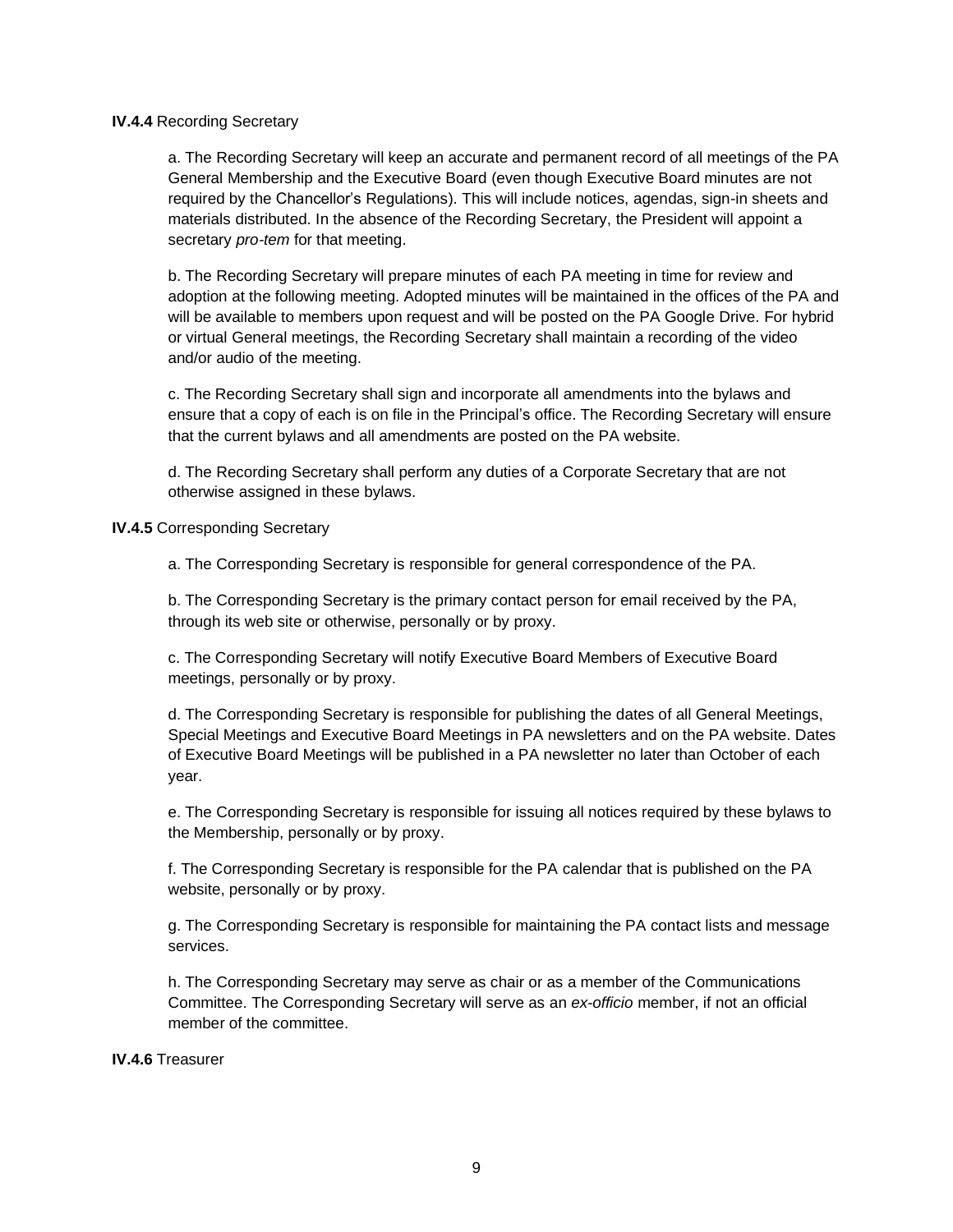**IV.4.4** Recording Secretary

a. The Recording Secretary will keep an accurate and permanent record of all meetings of the PA General Membership and the Executive Board (even though Executive Board minutes are not required by the Chancellor's Regulations). This will include notices, agendas, sign-in sheets and materials distributed. In the absence of the Recording Secretary, the President will appoint a secretary *pro-tem* for that meeting.

b. The Recording Secretary will prepare minutes of each PA meeting in time for review and adoption at the following meeting. Adopted minutes will be maintained in the offices of the PA and will be available to members upon request and will be posted on the PA Google Drive. For hybrid or virtual General meetings, the Recording Secretary shall maintain a recording of the video and/or audio of the meeting.

c. The Recording Secretary shall sign and incorporate all amendments into the bylaws and ensure that a copy of each is on file in the Principal's office. The Recording Secretary will ensure that the current bylaws and all amendments are posted on the PA website.

d. The Recording Secretary shall perform any duties of a Corporate Secretary that are not otherwise assigned in these bylaws.

**IV.4.5** Corresponding Secretary

a. The Corresponding Secretary is responsible for general correspondence of the PA.

b. The Corresponding Secretary is the primary contact person for email received by the PA, through its web site or otherwise, personally or by proxy.

c. The Corresponding Secretary will notify Executive Board Members of Executive Board meetings, personally or by proxy.

d. The Corresponding Secretary is responsible for publishing the dates of all General Meetings, Special Meetings and Executive Board Meetings in PA newsletters and on the PA website. Dates of Executive Board Meetings will be published in a PA newsletter no later than October of each year.

e. The Corresponding Secretary is responsible for issuing all notices required by these bylaws to the Membership, personally or by proxy.

f. The Corresponding Secretary is responsible for the PA calendar that is published on the PA website, personally or by proxy.

g. The Corresponding Secretary is responsible for maintaining the PA contact lists and message services.

h. The Corresponding Secretary may serve as chair or as a member of the Communications Committee. The Corresponding Secretary will serve as an *ex-officio* member, if not an official member of the committee.

**IV.4.6** Treasurer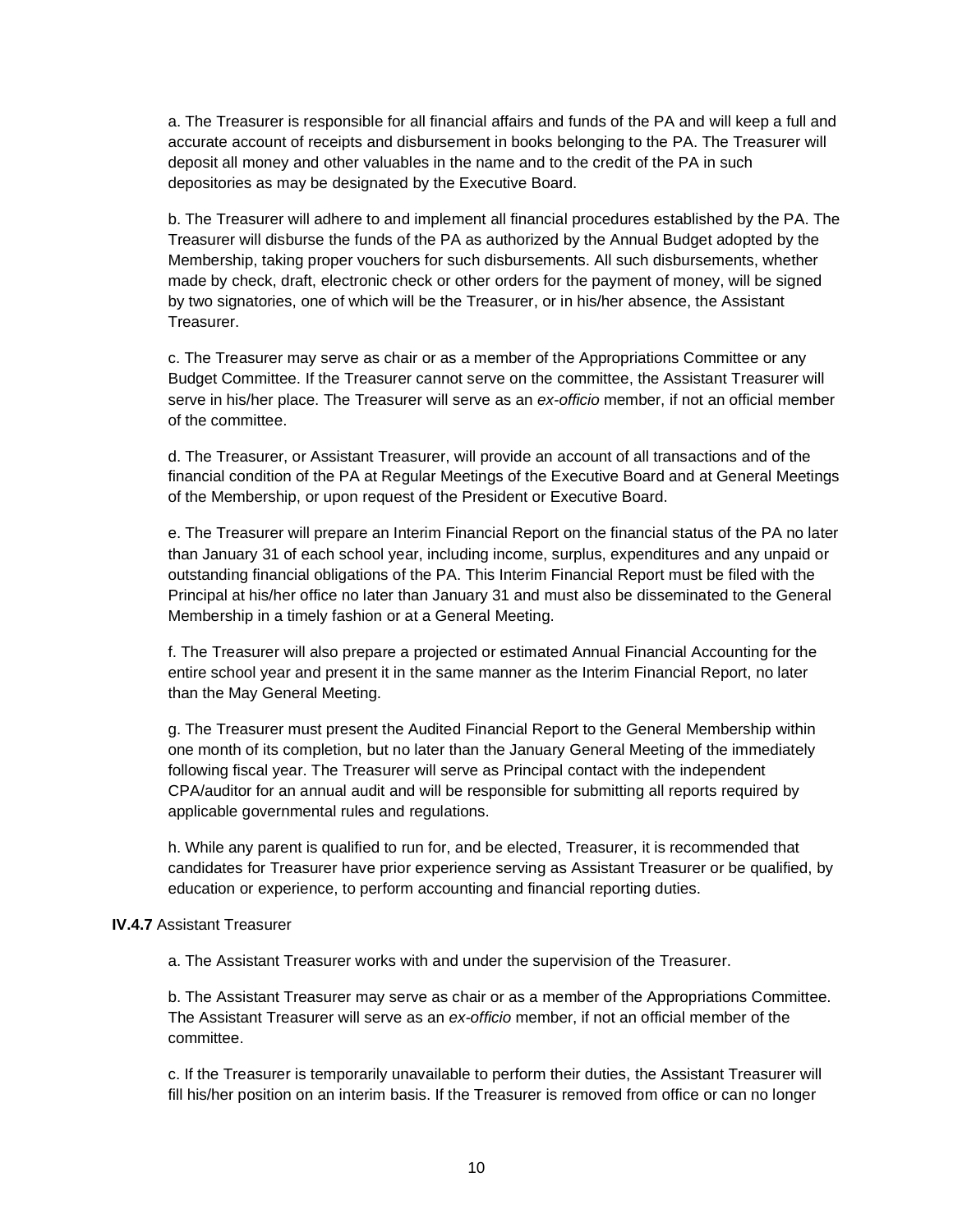a. The Treasurer is responsible for all financial affairs and funds of the PA and will keep a full and accurate account of receipts and disbursement in books belonging to the PA. The Treasurer will deposit all money and other valuables in the name and to the credit of the PA in such depositories as may be designated by the Executive Board.

b. The Treasurer will adhere to and implement all financial procedures established by the PA. The Treasurer will disburse the funds of the PA as authorized by the Annual Budget adopted by the Membership, taking proper vouchers for such disbursements. All such disbursements, whether made by check, draft, electronic check or other orders for the payment of money, will be signed by two signatories, one of which will be the Treasurer, or in his/her absence, the Assistant Treasurer.

c. The Treasurer may serve as chair or as a member of the Appropriations Committee or any Budget Committee. If the Treasurer cannot serve on the committee, the Assistant Treasurer will serve in his/her place. The Treasurer will serve as an *ex-officio* member, if not an official member of the committee.

d. The Treasurer, or Assistant Treasurer, will provide an account of all transactions and of the financial condition of the PA at Regular Meetings of the Executive Board and at General Meetings of the Membership, or upon request of the President or Executive Board.

e. The Treasurer will prepare an Interim Financial Report on the financial status of the PA no later than January 31 of each school year, including income, surplus, expenditures and any unpaid or outstanding financial obligations of the PA. This Interim Financial Report must be filed with the Principal at his/her office no later than January 31 and must also be disseminated to the General Membership in a timely fashion or at a General Meeting.

f. The Treasurer will also prepare a projected or estimated Annual Financial Accounting for the entire school year and present it in the same manner as the Interim Financial Report, no later than the May General Meeting.

g. The Treasurer must present the Audited Financial Report to the General Membership within one month of its completion, but no later than the January General Meeting of the immediately following fiscal year. The Treasurer will serve as Principal contact with the independent CPA/auditor for an annual audit and will be responsible for submitting all reports required by applicable governmental rules and regulations.

h. While any parent is qualified to run for, and be elected, Treasurer, it is recommended that candidates for Treasurer have prior experience serving as Assistant Treasurer or be qualified, by education or experience, to perform accounting and financial reporting duties.

**IV.4.7** Assistant Treasurer

a. The Assistant Treasurer works with and under the supervision of the Treasurer.

b. The Assistant Treasurer may serve as chair or as a member of the Appropriations Committee. The Assistant Treasurer will serve as an *ex-officio* member, if not an official member of the committee.

c. If the Treasurer is temporarily unavailable to perform their duties, the Assistant Treasurer will fill his/her position on an interim basis. If the Treasurer is removed from office or can no longer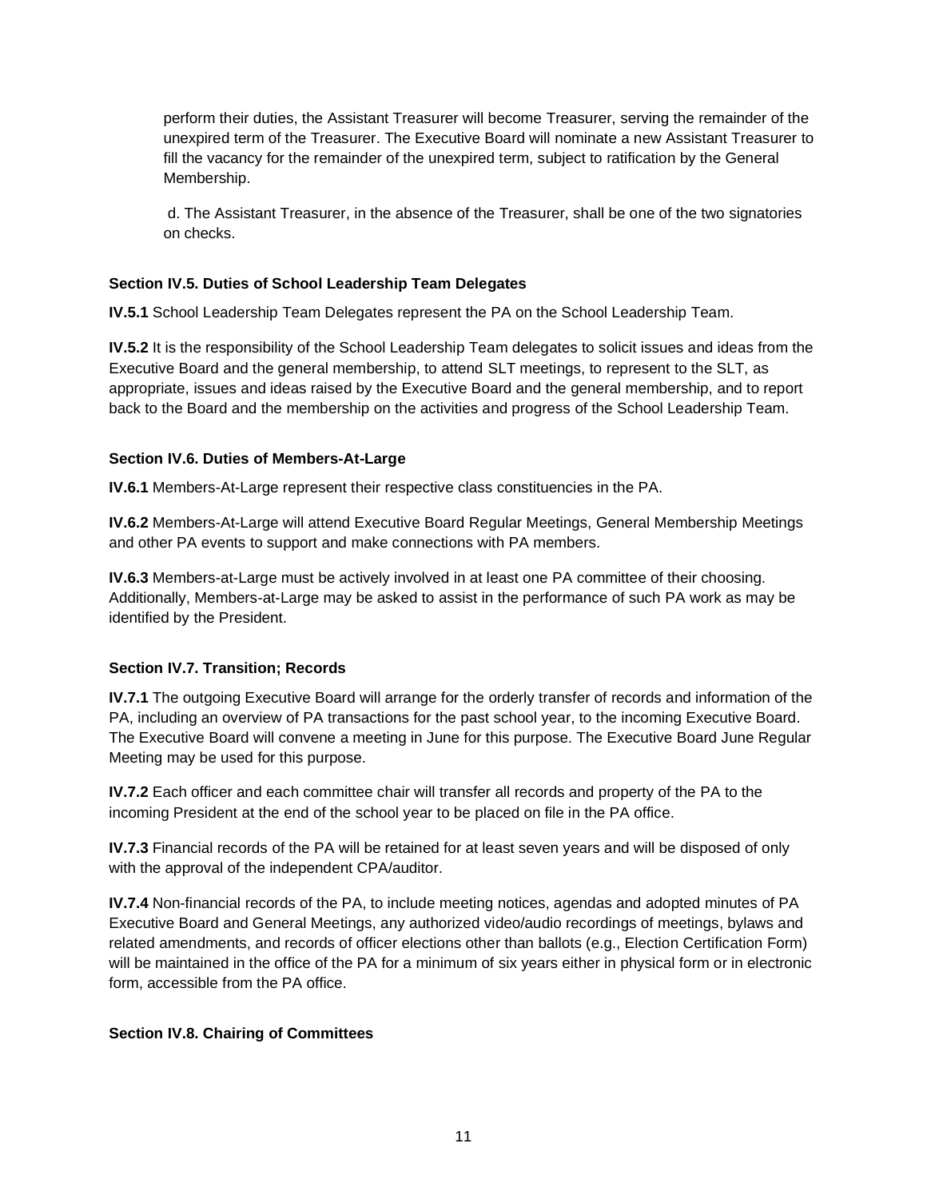perform their duties, the Assistant Treasurer will become Treasurer, serving the remainder of the unexpired term of the Treasurer. The Executive Board will nominate a new Assistant Treasurer to fill the vacancy for the remainder of the unexpired term, subject to ratification by the General Membership.

d. The Assistant Treasurer, in the absence of the Treasurer, shall be one of the two signatories on checks.

**Section IV.5. Duties of School Leadership Team Delegates**

**IV.5.1** School Leadership Team Delegates represent the PA on the School Leadership Team.

**IV.5.2** It is the responsibility of the School Leadership Team delegates to solicit issues and ideas from the Executive Board and the general membership, to attend SLT meetings, to represent to the SLT, as appropriate, issues and ideas raised by the Executive Board and the general membership, and to report back to the Board and the membership on the activities and progress of the School Leadership Team.

**Section IV.6. Duties of Members-At-Large**

**IV.6.1** Members-At-Large represent their respective class constituencies in the PA.

**IV.6.2** Members-At-Large will attend Executive Board Regular Meetings, General Membership Meetings and other PA events to support and make connections with PA members.

**IV.6.3** Members-at-Large must be actively involved in at least one PA committee of their choosing. Additionally, Members-at-Large may be asked to assist in the performance of such PA work as may be identified by the President.

**Section IV.7. Transition; Records**

**IV.7.1** The outgoing Executive Board will arrange for the orderly transfer of records and information of the PA, including an overview of PA transactions for the past school year, to the incoming Executive Board. The Executive Board will convene a meeting in June for this purpose. The Executive Board June Regular Meeting may be used for this purpose.

**IV.7.2** Each officer and each committee chair will transfer all records and property of the PA to the incoming President at the end of the school year to be placed on file in the PA office.

**IV.7.3** Financial records of the PA will be retained for at least seven years and will be disposed of only with the approval of the independent CPA/auditor.

**IV.7.4** Non-financial records of the PA, to include meeting notices, agendas and adopted minutes of PA Executive Board and General Meetings, any authorized video/audio recordings of meetings, bylaws and related amendments, and records of officer elections other than ballots (e.g., Election Certification Form) will be maintained in the office of the PA for a minimum of six years either in physical form or in electronic form, accessible from the PA office.

**Section IV.8. Chairing of Committees**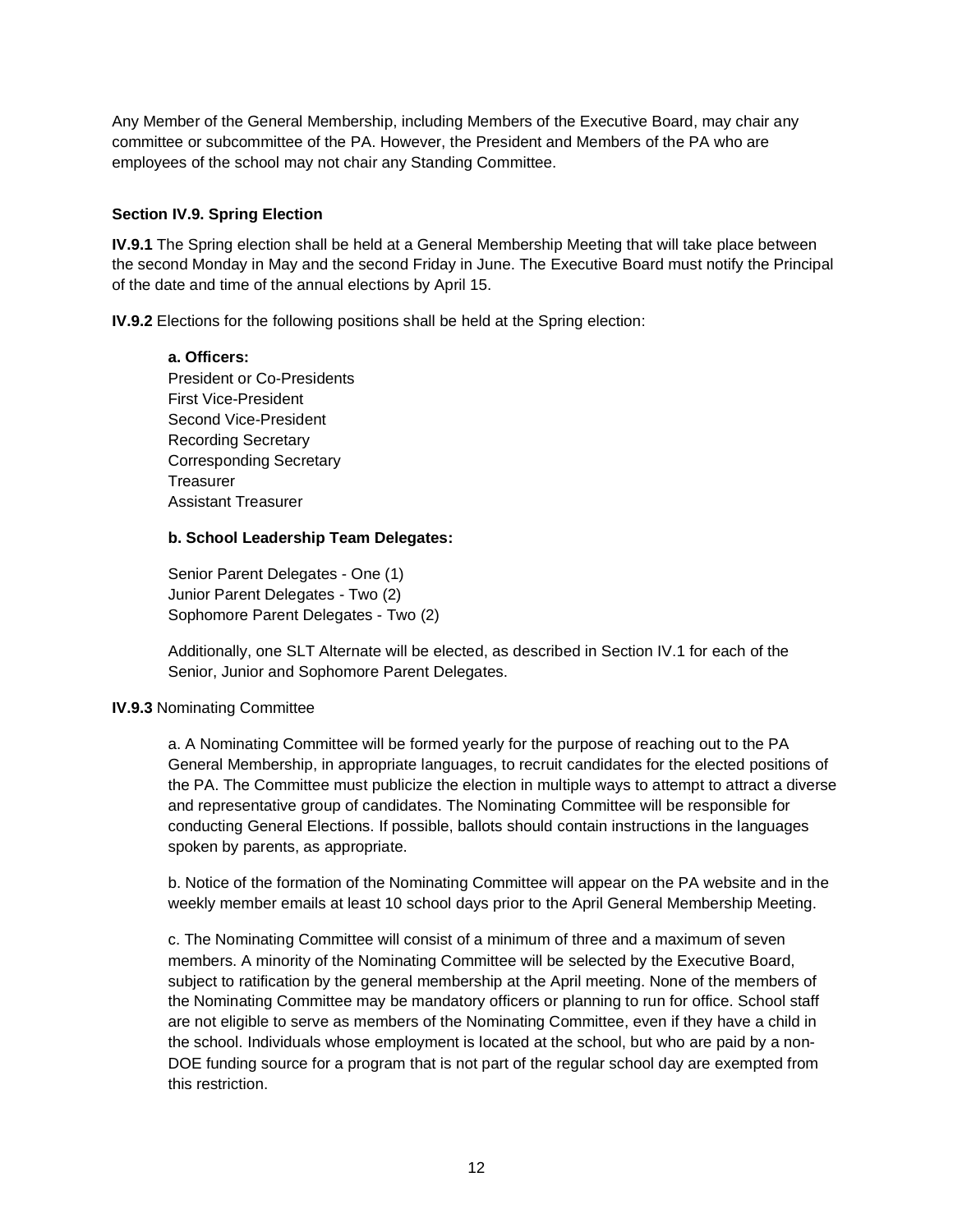Any Member of the General Membership, including Members of the Executive Board, may chair any committee or subcommittee of the PA. However, the President and Members of the PA who are employees of the school may not chair any Standing Committee.

### Section IV.9. Spring Election

**IV.9.1** The Spring election shall be held at a General Membership Meeting that will take place between the second Monday in May and the second Friday in June. The Executive Board must notify the Principal of the date and time of the annual elections by April 15.

**IV.9.2** Elections for the following positions shall be held at the Spring election:

**a. Officers:**
President or Co-Presidents
First Vice-President
Second Vice-President
Recording Secretary
Corresponding Secretary
Treasurer
Assistant Treasurer

**b. School Leadership Team Delegates:**

Senior Parent Delegates - One (1)
Junior Parent Delegates - Two (2)
Sophomore Parent Delegates - Two (2)

Additionally, one SLT Alternate will be elected, as described in Section IV.1 for each of the Senior, Junior and Sophomore Parent Delegates.

**IV.9.3** Nominating Committee

a. A Nominating Committee will be formed yearly for the purpose of reaching out to the PA General Membership, in appropriate languages, to recruit candidates for the elected positions of the PA. The Committee must publicize the election in multiple ways to attempt to attract a diverse and representative group of candidates. The Nominating Committee will be responsible for conducting General Elections. If possible, ballots should contain instructions in the languages spoken by parents, as appropriate.

b. Notice of the formation of the Nominating Committee will appear on the PA website and in the weekly member emails at least 10 school days prior to the April General Membership Meeting.

c. The Nominating Committee will consist of a minimum of three and a maximum of seven members. A minority of the Nominating Committee will be selected by the Executive Board, subject to ratification by the general membership at the April meeting. None of the members of the Nominating Committee may be mandatory officers or planning to run for office. School staff are not eligible to serve as members of the Nominating Committee, even if they have a child in the school. Individuals whose employment is located at the school, but who are paid by a non-DOE funding source for a program that is not part of the regular school day are exempted from this restriction.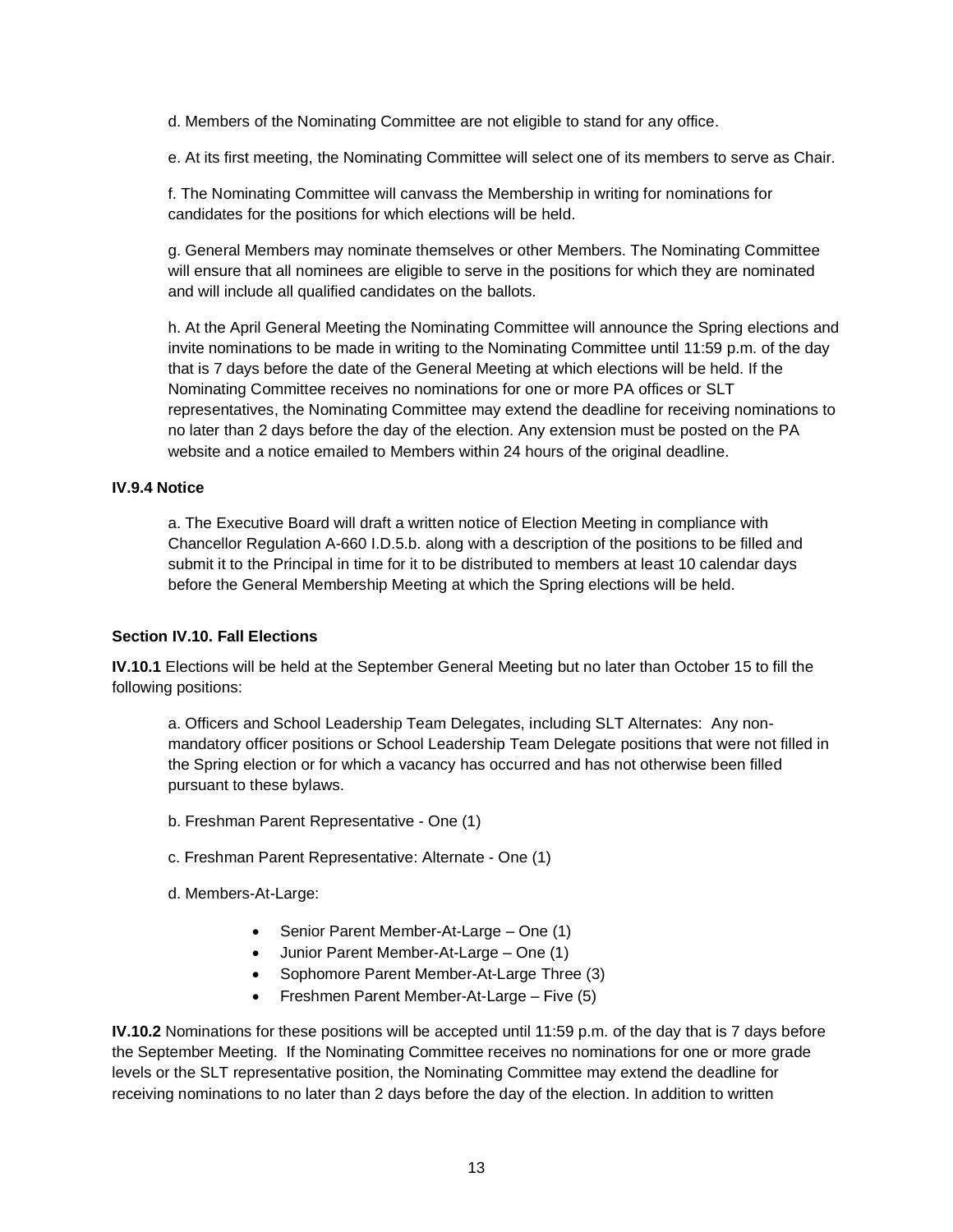d. Members of the Nominating Committee are not eligible to stand for any office.

e. At its first meeting, the Nominating Committee will select one of its members to serve as Chair.

f. The Nominating Committee will canvass the Membership in writing for nominations for candidates for the positions for which elections will be held.

g. General Members may nominate themselves or other Members. The Nominating Committee will ensure that all nominees are eligible to serve in the positions for which they are nominated and will include all qualified candidates on the ballots.

h. At the April General Meeting the Nominating Committee will announce the Spring elections and invite nominations to be made in writing to the Nominating Committee until 11:59 p.m. of the day that is 7 days before the date of the General Meeting at which elections will be held. If the Nominating Committee receives no nominations for one or more PA offices or SLT representatives, the Nominating Committee may extend the deadline for receiving nominations to no later than 2 days before the day of the election. Any extension must be posted on the PA website and a notice emailed to Members within 24 hours of the original deadline.

**IV.9.4 Notice**

a. The Executive Board will draft a written notice of Election Meeting in compliance with Chancellor Regulation A-660 I.D.5.b. along with a description of the positions to be filled and submit it to the Principal in time for it to be distributed to members at least 10 calendar days before the General Membership Meeting at which the Spring elections will be held.

**Section IV.10. Fall Elections**

**IV.10.1** Elections will be held at the September General Meeting but no later than October 15 to fill the following positions:

a. Officers and School Leadership Team Delegates, including SLT Alternates: Any non-mandatory officer positions or School Leadership Team Delegate positions that were not filled in the Spring election or for which a vacancy has occurred and has not otherwise been filled pursuant to these bylaws.

b. Freshman Parent Representative - One (1)

c. Freshman Parent Representative: Alternate - One (1)

d. Members-At-Large:

- Senior Parent Member-At-Large – One (1)
- Junior Parent Member-At-Large – One (1)
- Sophomore Parent Member-At-Large Three (3)
- Freshmen Parent Member-At-Large – Five (5)

**IV.10.2** Nominations for these positions will be accepted until 11:59 p.m. of the day that is 7 days before the September Meeting. If the Nominating Committee receives no nominations for one or more grade levels or the SLT representative position, the Nominating Committee may extend the deadline for receiving nominations to no later than 2 days before the day of the election. In addition to written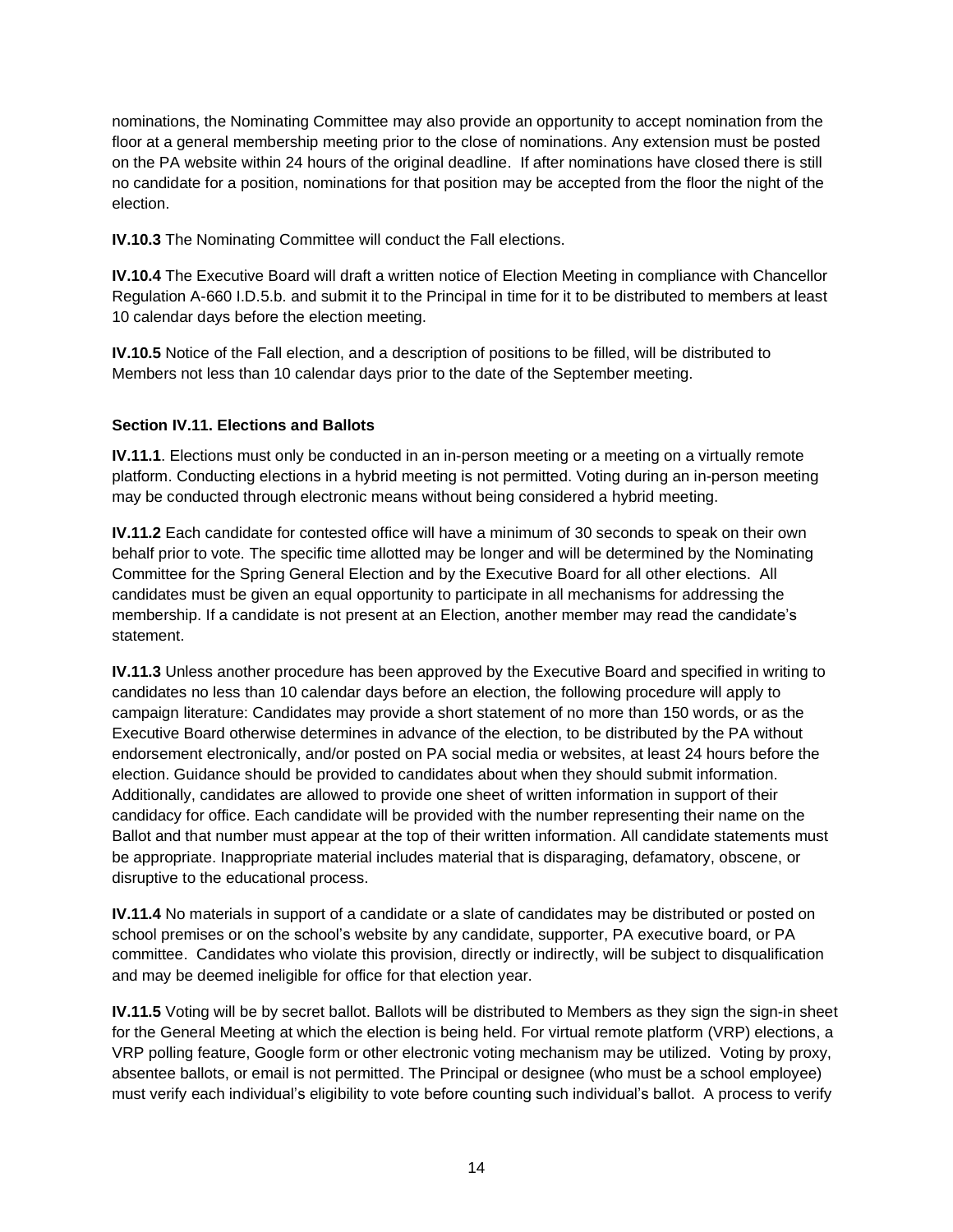nominations, the Nominating Committee may also provide an opportunity to accept nomination from the floor at a general membership meeting prior to the close of nominations. Any extension must be posted on the PA website within 24 hours of the original deadline. If after nominations have closed there is still no candidate for a position, nominations for that position may be accepted from the floor the night of the election.

**IV.10.3** The Nominating Committee will conduct the Fall elections.

**IV.10.4** The Executive Board will draft a written notice of Election Meeting in compliance with Chancellor Regulation A-660 I.D.5.b. and submit it to the Principal in time for it to be distributed to members at least 10 calendar days before the election meeting.

**IV.10.5** Notice of the Fall election, and a description of positions to be filled, will be distributed to Members not less than 10 calendar days prior to the date of the September meeting.

#### Section IV.11. Elections and Ballots

**IV.11.1**. Elections must only be conducted in an in-person meeting or a meeting on a virtually remote platform. Conducting elections in a hybrid meeting is not permitted. Voting during an in-person meeting may be conducted through electronic means without being considered a hybrid meeting.

**IV.11.2** Each candidate for contested office will have a minimum of 30 seconds to speak on their own behalf prior to vote. The specific time allotted may be longer and will be determined by the Nominating Committee for the Spring General Election and by the Executive Board for all other elections. All candidates must be given an equal opportunity to participate in all mechanisms for addressing the membership. If a candidate is not present at an Election, another member may read the candidate's statement.

**IV.11.3** Unless another procedure has been approved by the Executive Board and specified in writing to candidates no less than 10 calendar days before an election, the following procedure will apply to campaign literature: Candidates may provide a short statement of no more than 150 words, or as the Executive Board otherwise determines in advance of the election, to be distributed by the PA without endorsement electronically, and/or posted on PA social media or websites, at least 24 hours before the election. Guidance should be provided to candidates about when they should submit information. Additionally, candidates are allowed to provide one sheet of written information in support of their candidacy for office. Each candidate will be provided with the number representing their name on the Ballot and that number must appear at the top of their written information. All candidate statements must be appropriate. Inappropriate material includes material that is disparaging, defamatory, obscene, or disruptive to the educational process.

**IV.11.4** No materials in support of a candidate or a slate of candidates may be distributed or posted on school premises or on the school's website by any candidate, supporter, PA executive board, or PA committee. Candidates who violate this provision, directly or indirectly, will be subject to disqualification and may be deemed ineligible for office for that election year.

**IV.11.5** Voting will be by secret ballot. Ballots will be distributed to Members as they sign the sign-in sheet for the General Meeting at which the election is being held. For virtual remote platform (VRP) elections, a VRP polling feature, Google form or other electronic voting mechanism may be utilized. Voting by proxy, absentee ballots, or email is not permitted. The Principal or designee (who must be a school employee) must verify each individual's eligibility to vote before counting such individual's ballot. A process to verify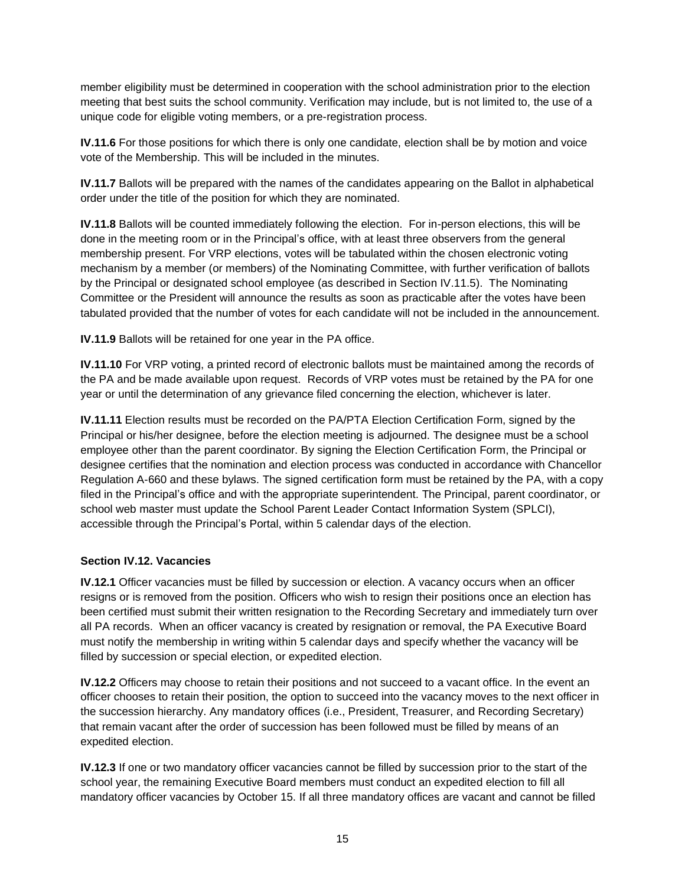member eligibility must be determined in cooperation with the school administration prior to the election meeting that best suits the school community. Verification may include, but is not limited to, the use of a unique code for eligible voting members, or a pre-registration process.

**IV.11.6** For those positions for which there is only one candidate, election shall be by motion and voice vote of the Membership. This will be included in the minutes.

**IV.11.7** Ballots will be prepared with the names of the candidates appearing on the Ballot in alphabetical order under the title of the position for which they are nominated.

**IV.11.8** Ballots will be counted immediately following the election. For in-person elections, this will be done in the meeting room or in the Principal's office, with at least three observers from the general membership present. For VRP elections, votes will be tabulated within the chosen electronic voting mechanism by a member (or members) of the Nominating Committee, with further verification of ballots by the Principal or designated school employee (as described in Section IV.11.5). The Nominating Committee or the President will announce the results as soon as practicable after the votes have been tabulated provided that the number of votes for each candidate will not be included in the announcement.

**IV.11.9** Ballots will be retained for one year in the PA office.

**IV.11.10** For VRP voting, a printed record of electronic ballots must be maintained among the records of the PA and be made available upon request. Records of VRP votes must be retained by the PA for one year or until the determination of any grievance filed concerning the election, whichever is later.

**IV.11.11** Election results must be recorded on the PA/PTA Election Certification Form, signed by the Principal or his/her designee, before the election meeting is adjourned. The designee must be a school employee other than the parent coordinator. By signing the Election Certification Form, the Principal or designee certifies that the nomination and election process was conducted in accordance with Chancellor Regulation A-660 and these bylaws. The signed certification form must be retained by the PA, with a copy filed in the Principal's office and with the appropriate superintendent. The Principal, parent coordinator, or school web master must update the School Parent Leader Contact Information System (SPLCI), accessible through the Principal's Portal, within 5 calendar days of the election.

### Section IV.12. Vacancies

**IV.12.1** Officer vacancies must be filled by succession or election. A vacancy occurs when an officer resigns or is removed from the position. Officers who wish to resign their positions once an election has been certified must submit their written resignation to the Recording Secretary and immediately turn over all PA records. When an officer vacancy is created by resignation or removal, the PA Executive Board must notify the membership in writing within 5 calendar days and specify whether the vacancy will be filled by succession or special election, or expedited election.

**IV.12.2** Officers may choose to retain their positions and not succeed to a vacant office. In the event an officer chooses to retain their position, the option to succeed into the vacancy moves to the next officer in the succession hierarchy. Any mandatory offices (i.e., President, Treasurer, and Recording Secretary) that remain vacant after the order of succession has been followed must be filled by means of an expedited election.

**IV.12.3** If one or two mandatory officer vacancies cannot be filled by succession prior to the start of the school year, the remaining Executive Board members must conduct an expedited election to fill all mandatory officer vacancies by October 15. If all three mandatory offices are vacant and cannot be filled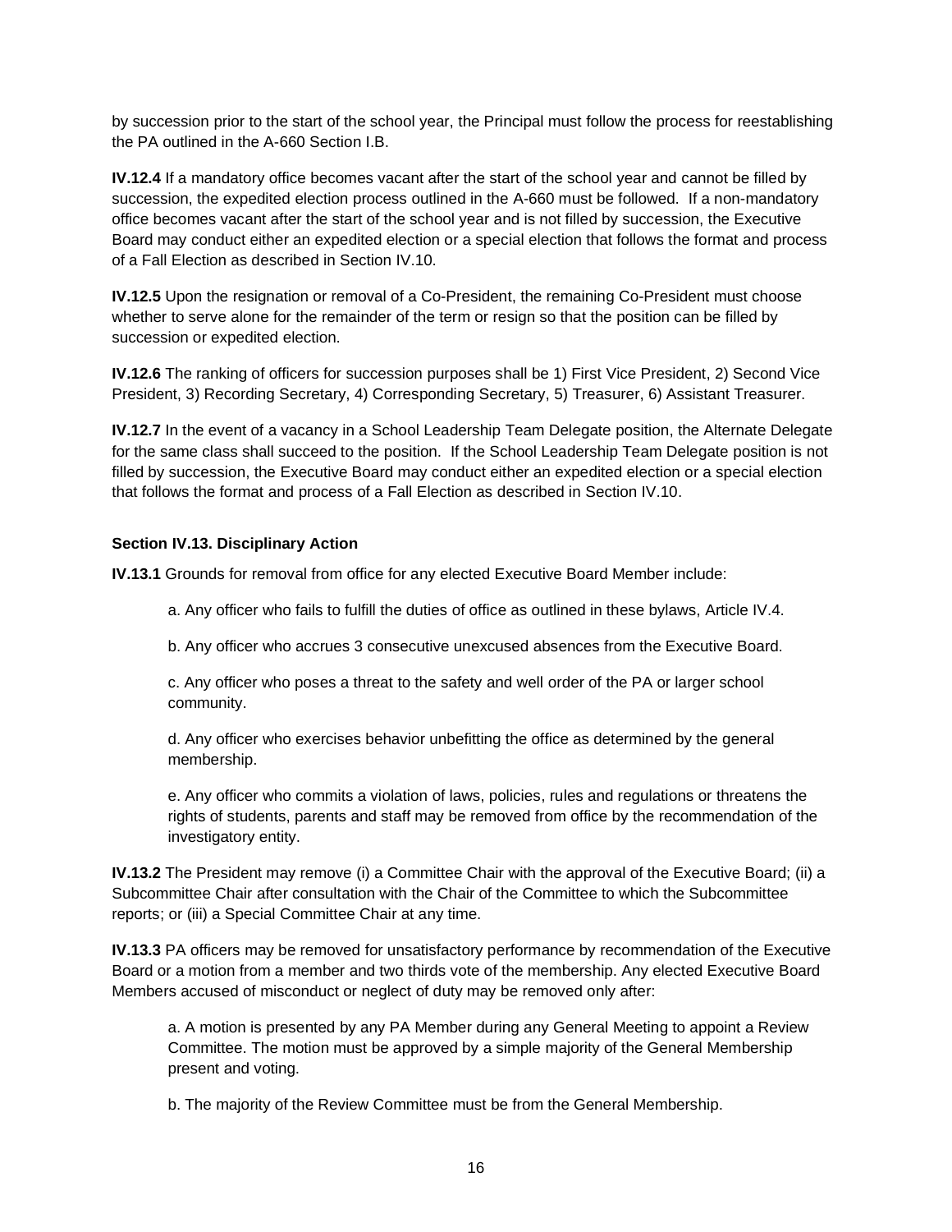by succession prior to the start of the school year, the Principal must follow the process for reestablishing the PA outlined in the A-660 Section I.B.

**IV.12.4** If a mandatory office becomes vacant after the start of the school year and cannot be filled by succession, the expedited election process outlined in the A-660 must be followed. If a non-mandatory office becomes vacant after the start of the school year and is not filled by succession, the Executive Board may conduct either an expedited election or a special election that follows the format and process of a Fall Election as described in Section IV.10.

**IV.12.5** Upon the resignation or removal of a Co-President, the remaining Co-President must choose whether to serve alone for the remainder of the term or resign so that the position can be filled by succession or expedited election.

**IV.12.6** The ranking of officers for succession purposes shall be 1) First Vice President, 2) Second Vice President, 3) Recording Secretary, 4) Corresponding Secretary, 5) Treasurer, 6) Assistant Treasurer.

**IV.12.7** In the event of a vacancy in a School Leadership Team Delegate position, the Alternate Delegate for the same class shall succeed to the position. If the School Leadership Team Delegate position is not filled by succession, the Executive Board may conduct either an expedited election or a special election that follows the format and process of a Fall Election as described in Section IV.10.

**Section IV.13. Disciplinary Action**

**IV.13.1** Grounds for removal from office for any elected Executive Board Member include:

a. Any officer who fails to fulfill the duties of office as outlined in these bylaws, Article IV.4.

b. Any officer who accrues 3 consecutive unexcused absences from the Executive Board.

c. Any officer who poses a threat to the safety and well order of the PA or larger school community.

d. Any officer who exercises behavior unbefitting the office as determined by the general membership.

e. Any officer who commits a violation of laws, policies, rules and regulations or threatens the rights of students, parents and staff may be removed from office by the recommendation of the investigatory entity.

**IV.13.2** The President may remove (i) a Committee Chair with the approval of the Executive Board; (ii) a Subcommittee Chair after consultation with the Chair of the Committee to which the Subcommittee reports; or (iii) a Special Committee Chair at any time.

**IV.13.3** PA officers may be removed for unsatisfactory performance by recommendation of the Executive Board or a motion from a member and two thirds vote of the membership. Any elected Executive Board Members accused of misconduct or neglect of duty may be removed only after:

a. A motion is presented by any PA Member during any General Meeting to appoint a Review Committee. The motion must be approved by a simple majority of the General Membership present and voting.

b. The majority of the Review Committee must be from the General Membership.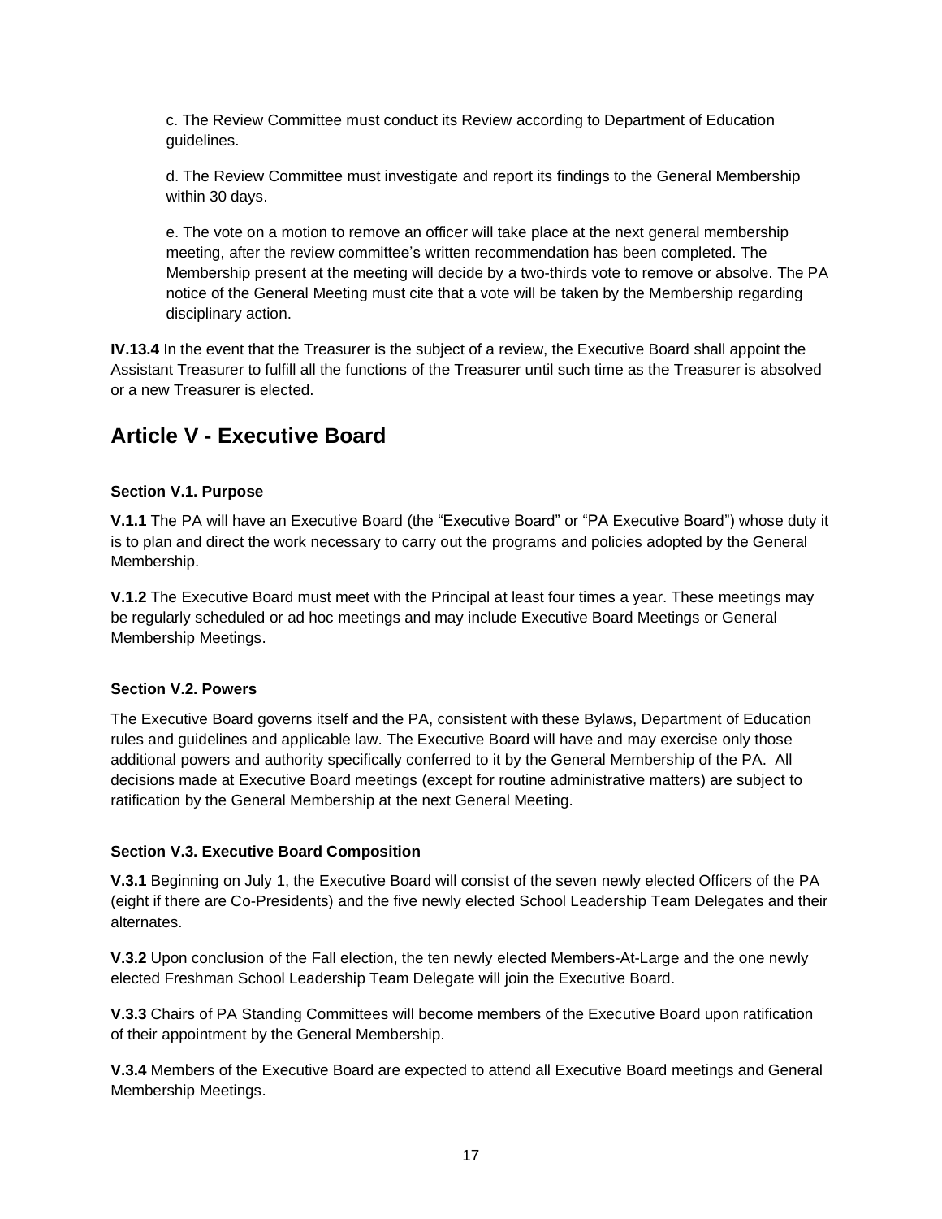c. The Review Committee must conduct its Review according to Department of Education guidelines.

d. The Review Committee must investigate and report its findings to the General Membership within 30 days.

e. The vote on a motion to remove an officer will take place at the next general membership meeting, after the review committee's written recommendation has been completed. The Membership present at the meeting will decide by a two-thirds vote to remove or absolve. The PA notice of the General Meeting must cite that a vote will be taken by the Membership regarding disciplinary action.

**IV.13.4** In the event that the Treasurer is the subject of a review, the Executive Board shall appoint the Assistant Treasurer to fulfill all the functions of the Treasurer until such time as the Treasurer is absolved or a new Treasurer is elected.

## Article V - Executive Board

#### Section V.1. Purpose

**V.1.1** The PA will have an Executive Board (the "Executive Board" or "PA Executive Board") whose duty it is to plan and direct the work necessary to carry out the programs and policies adopted by the General Membership.

**V.1.2** The Executive Board must meet with the Principal at least four times a year. These meetings may be regularly scheduled or ad hoc meetings and may include Executive Board Meetings or General Membership Meetings.

#### Section V.2. Powers

The Executive Board governs itself and the PA, consistent with these Bylaws, Department of Education rules and guidelines and applicable law. The Executive Board will have and may exercise only those additional powers and authority specifically conferred to it by the General Membership of the PA. All decisions made at Executive Board meetings (except for routine administrative matters) are subject to ratification by the General Membership at the next General Meeting.

#### Section V.3. Executive Board Composition

**V.3.1** Beginning on July 1, the Executive Board will consist of the seven newly elected Officers of the PA (eight if there are Co-Presidents) and the five newly elected School Leadership Team Delegates and their alternates.

**V.3.2** Upon conclusion of the Fall election, the ten newly elected Members-At-Large and the one newly elected Freshman School Leadership Team Delegate will join the Executive Board.

**V.3.3** Chairs of PA Standing Committees will become members of the Executive Board upon ratification of their appointment by the General Membership.

**V.3.4** Members of the Executive Board are expected to attend all Executive Board meetings and General Membership Meetings.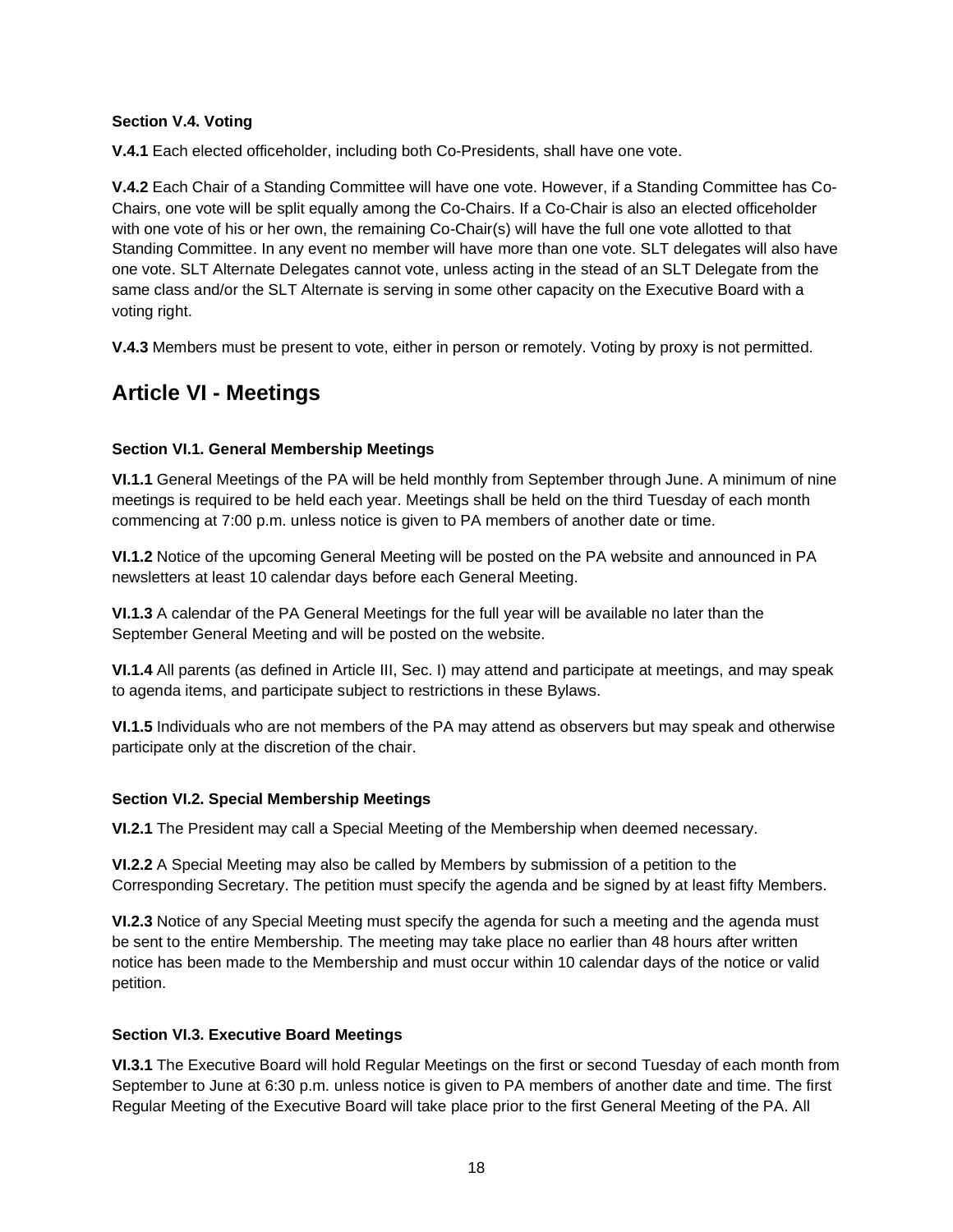### Section V.4. Voting

**V.4.1** Each elected officeholder, including both Co-Presidents, shall have one vote.

**V.4.2** Each Chair of a Standing Committee will have one vote. However, if a Standing Committee has Co-Chairs, one vote will be split equally among the Co-Chairs. If a Co-Chair is also an elected officeholder with one vote of his or her own, the remaining Co-Chair(s) will have the full one vote allotted to that Standing Committee. In any event no member will have more than one vote. SLT delegates will also have one vote. SLT Alternate Delegates cannot vote, unless acting in the stead of an SLT Delegate from the same class and/or the SLT Alternate is serving in some other capacity on the Executive Board with a voting right.

**V.4.3** Members must be present to vote, either in person or remotely. Voting by proxy is not permitted.

## Article VI - Meetings

### Section VI.1. General Membership Meetings

**VI.1.1** General Meetings of the PA will be held monthly from September through June. A minimum of nine meetings is required to be held each year. Meetings shall be held on the third Tuesday of each month commencing at 7:00 p.m. unless notice is given to PA members of another date or time.

**VI.1.2** Notice of the upcoming General Meeting will be posted on the PA website and announced in PA newsletters at least 10 calendar days before each General Meeting.

**VI.1.3** A calendar of the PA General Meetings for the full year will be available no later than the September General Meeting and will be posted on the website.

**VI.1.4** All parents (as defined in Article III, Sec. I) may attend and participate at meetings, and may speak to agenda items, and participate subject to restrictions in these Bylaws.

**VI.1.5** Individuals who are not members of the PA may attend as observers but may speak and otherwise participate only at the discretion of the chair.

### Section VI.2. Special Membership Meetings

**VI.2.1** The President may call a Special Meeting of the Membership when deemed necessary.

**VI.2.2** A Special Meeting may also be called by Members by submission of a petition to the Corresponding Secretary. The petition must specify the agenda and be signed by at least fifty Members.

**VI.2.3** Notice of any Special Meeting must specify the agenda for such a meeting and the agenda must be sent to the entire Membership. The meeting may take place no earlier than 48 hours after written notice has been made to the Membership and must occur within 10 calendar days of the notice or valid petition.

### Section VI.3. Executive Board Meetings

**VI.3.1** The Executive Board will hold Regular Meetings on the first or second Tuesday of each month from September to June at 6:30 p.m. unless notice is given to PA members of another date and time. The first Regular Meeting of the Executive Board will take place prior to the first General Meeting of the PA. All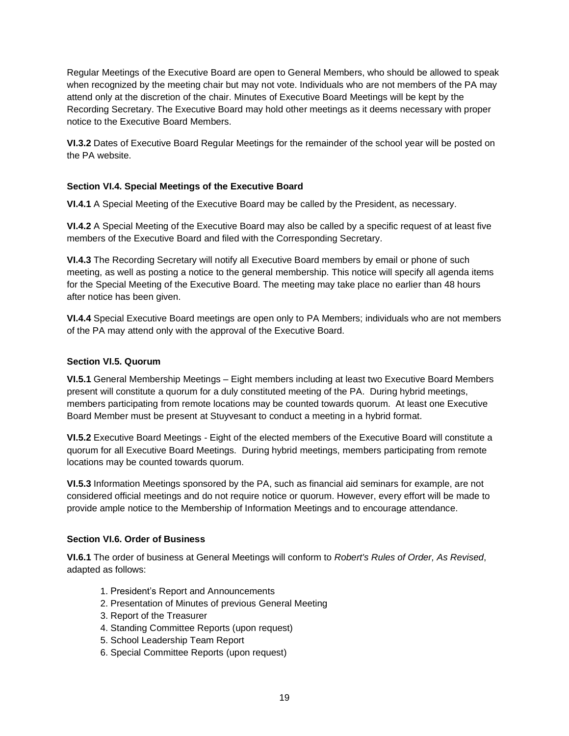Regular Meetings of the Executive Board are open to General Members, who should be allowed to speak when recognized by the meeting chair but may not vote. Individuals who are not members of the PA may attend only at the discretion of the chair. Minutes of Executive Board Meetings will be kept by the Recording Secretary. The Executive Board may hold other meetings as it deems necessary with proper notice to the Executive Board Members.

**VI.3.2** Dates of Executive Board Regular Meetings for the remainder of the school year will be posted on the PA website.

### Section VI.4. Special Meetings of the Executive Board

**VI.4.1** A Special Meeting of the Executive Board may be called by the President, as necessary.

**VI.4.2** A Special Meeting of the Executive Board may also be called by a specific request of at least five members of the Executive Board and filed with the Corresponding Secretary.

**VI.4.3** The Recording Secretary will notify all Executive Board members by email or phone of such meeting, as well as posting a notice to the general membership. This notice will specify all agenda items for the Special Meeting of the Executive Board. The meeting may take place no earlier than 48 hours after notice has been given.

**VI.4.4** Special Executive Board meetings are open only to PA Members; individuals who are not members of the PA may attend only with the approval of the Executive Board.

### Section VI.5. Quorum

**VI.5.1** General Membership Meetings – Eight members including at least two Executive Board Members present will constitute a quorum for a duly constituted meeting of the PA. During hybrid meetings, members participating from remote locations may be counted towards quorum. At least one Executive Board Member must be present at Stuyvesant to conduct a meeting in a hybrid format.

**VI.5.2** Executive Board Meetings - Eight of the elected members of the Executive Board will constitute a quorum for all Executive Board Meetings. During hybrid meetings, members participating from remote locations may be counted towards quorum.

**VI.5.3** Information Meetings sponsored by the PA, such as financial aid seminars for example, are not considered official meetings and do not require notice or quorum. However, every effort will be made to provide ample notice to the Membership of Information Meetings and to encourage attendance.

### Section VI.6. Order of Business

**VI.6.1** The order of business at General Meetings will conform to *Robert's Rules of Order, As Revised*, adapted as follows:

1. President's Report and Announcements
2. Presentation of Minutes of previous General Meeting
3. Report of the Treasurer
4. Standing Committee Reports (upon request)
5. School Leadership Team Report
6. Special Committee Reports (upon request)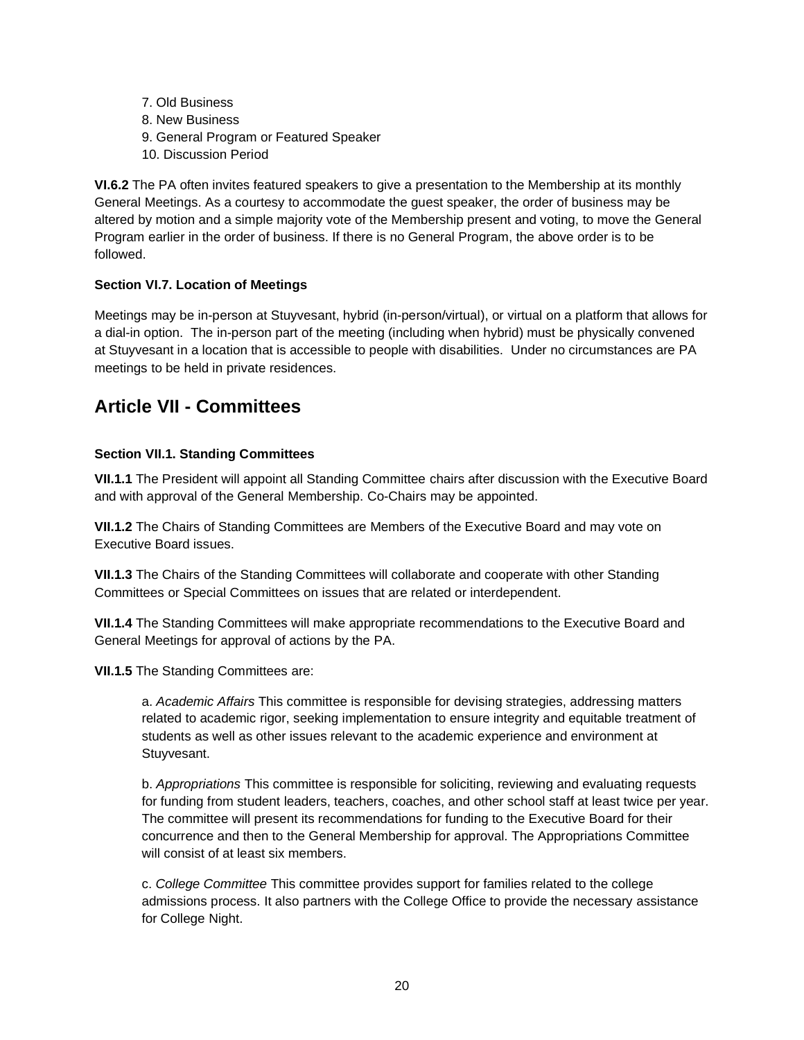7. Old Business
8. New Business
9. General Program or Featured Speaker
10. Discussion Period

**VI.6.2** The PA often invites featured speakers to give a presentation to the Membership at its monthly General Meetings. As a courtesy to accommodate the guest speaker, the order of business may be altered by motion and a simple majority vote of the Membership present and voting, to move the General Program earlier in the order of business. If there is no General Program, the above order is to be followed.

#### Section VI.7. Location of Meetings

Meetings may be in-person at Stuyvesant, hybrid (in-person/virtual), or virtual on a platform that allows for a dial-in option. The in-person part of the meeting (including when hybrid) must be physically convened at Stuyvesant in a location that is accessible to people with disabilities. Under no circumstances are PA meetings to be held in private residences.

## Article VII - Committees

#### Section VII.1. Standing Committees

**VII.1.1** The President will appoint all Standing Committee chairs after discussion with the Executive Board and with approval of the General Membership. Co-Chairs may be appointed.

**VII.1.2** The Chairs of Standing Committees are Members of the Executive Board and may vote on Executive Board issues.

**VII.1.3** The Chairs of the Standing Committees will collaborate and cooperate with other Standing Committees or Special Committees on issues that are related or interdependent.

**VII.1.4** The Standing Committees will make appropriate recommendations to the Executive Board and General Meetings for approval of actions by the PA.

**VII.1.5** The Standing Committees are:

a. *Academic Affairs* This committee is responsible for devising strategies, addressing matters related to academic rigor, seeking implementation to ensure integrity and equitable treatment of students as well as other issues relevant to the academic experience and environment at Stuyvesant.

b. *Appropriations* This committee is responsible for soliciting, reviewing and evaluating requests for funding from student leaders, teachers, coaches, and other school staff at least twice per year. The committee will present its recommendations for funding to the Executive Board for their concurrence and then to the General Membership for approval. The Appropriations Committee will consist of at least six members.

c. *College Committee* This committee provides support for families related to the college admissions process. It also partners with the College Office to provide the necessary assistance for College Night.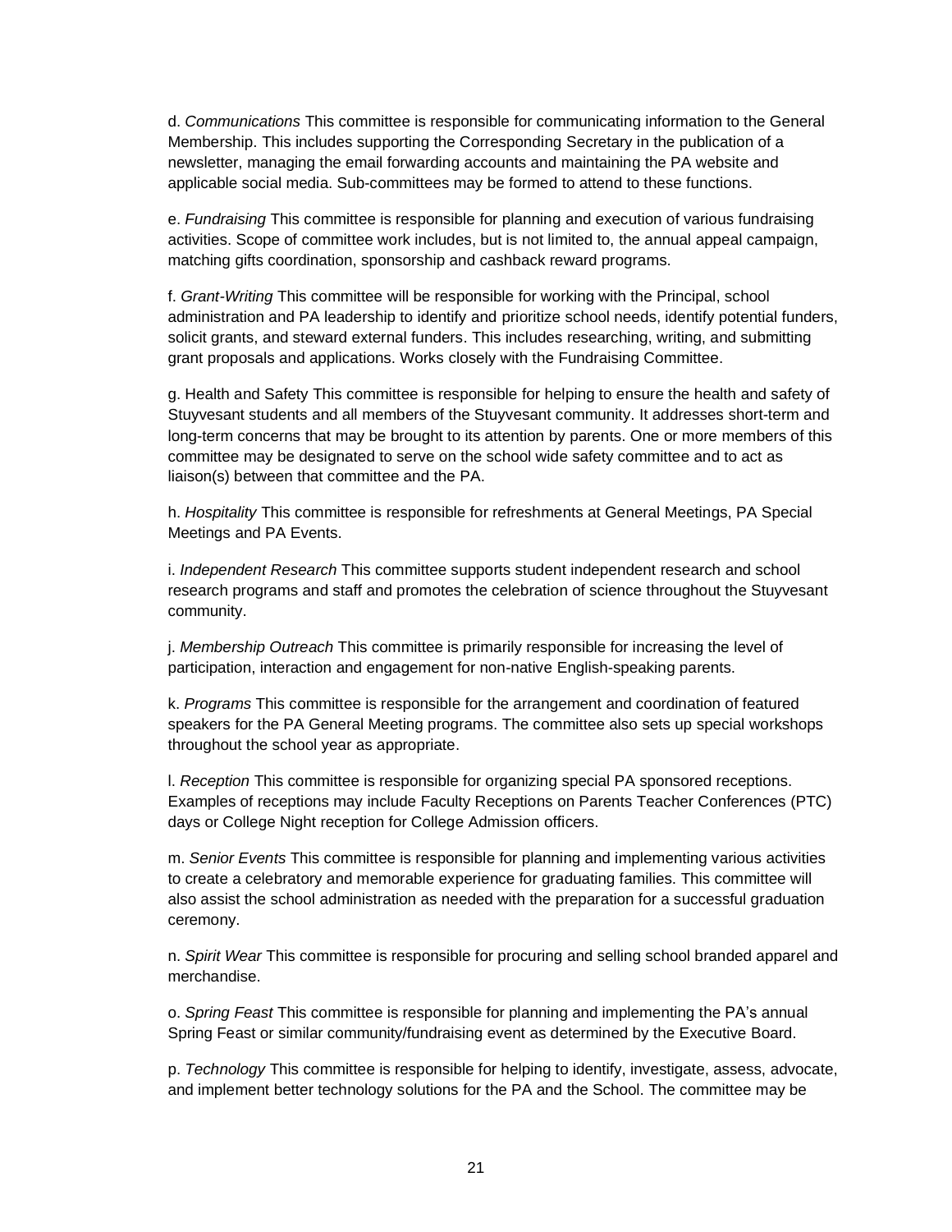d. *Communications* This committee is responsible for communicating information to the General Membership. This includes supporting the Corresponding Secretary in the publication of a newsletter, managing the email forwarding accounts and maintaining the PA website and applicable social media. Sub-committees may be formed to attend to these functions.

e. *Fundraising* This committee is responsible for planning and execution of various fundraising activities. Scope of committee work includes, but is not limited to, the annual appeal campaign, matching gifts coordination, sponsorship and cashback reward programs.

f. *Grant-Writing* This committee will be responsible for working with the Principal, school administration and PA leadership to identify and prioritize school needs, identify potential funders, solicit grants, and steward external funders. This includes researching, writing, and submitting grant proposals and applications. Works closely with the Fundraising Committee.

g. Health and Safety This committee is responsible for helping to ensure the health and safety of Stuyvesant students and all members of the Stuyvesant community. It addresses short-term and long-term concerns that may be brought to its attention by parents. One or more members of this committee may be designated to serve on the school wide safety committee and to act as liaison(s) between that committee and the PA.

h. *Hospitality* This committee is responsible for refreshments at General Meetings, PA Special Meetings and PA Events.

i. *Independent Research* This committee supports student independent research and school research programs and staff and promotes the celebration of science throughout the Stuyvesant community.

j. *Membership Outreach* This committee is primarily responsible for increasing the level of participation, interaction and engagement for non-native English-speaking parents.

k. *Programs* This committee is responsible for the arrangement and coordination of featured speakers for the PA General Meeting programs. The committee also sets up special workshops throughout the school year as appropriate.

l. *Reception* This committee is responsible for organizing special PA sponsored receptions. Examples of receptions may include Faculty Receptions on Parents Teacher Conferences (PTC) days or College Night reception for College Admission officers.

m. *Senior Events* This committee is responsible for planning and implementing various activities to create a celebratory and memorable experience for graduating families. This committee will also assist the school administration as needed with the preparation for a successful graduation ceremony.

n. *Spirit Wear* This committee is responsible for procuring and selling school branded apparel and merchandise.

o. *Spring Feast* This committee is responsible for planning and implementing the PA's annual Spring Feast or similar community/fundraising event as determined by the Executive Board.

p. *Technology* This committee is responsible for helping to identify, investigate, assess, advocate, and implement better technology solutions for the PA and the School. The committee may be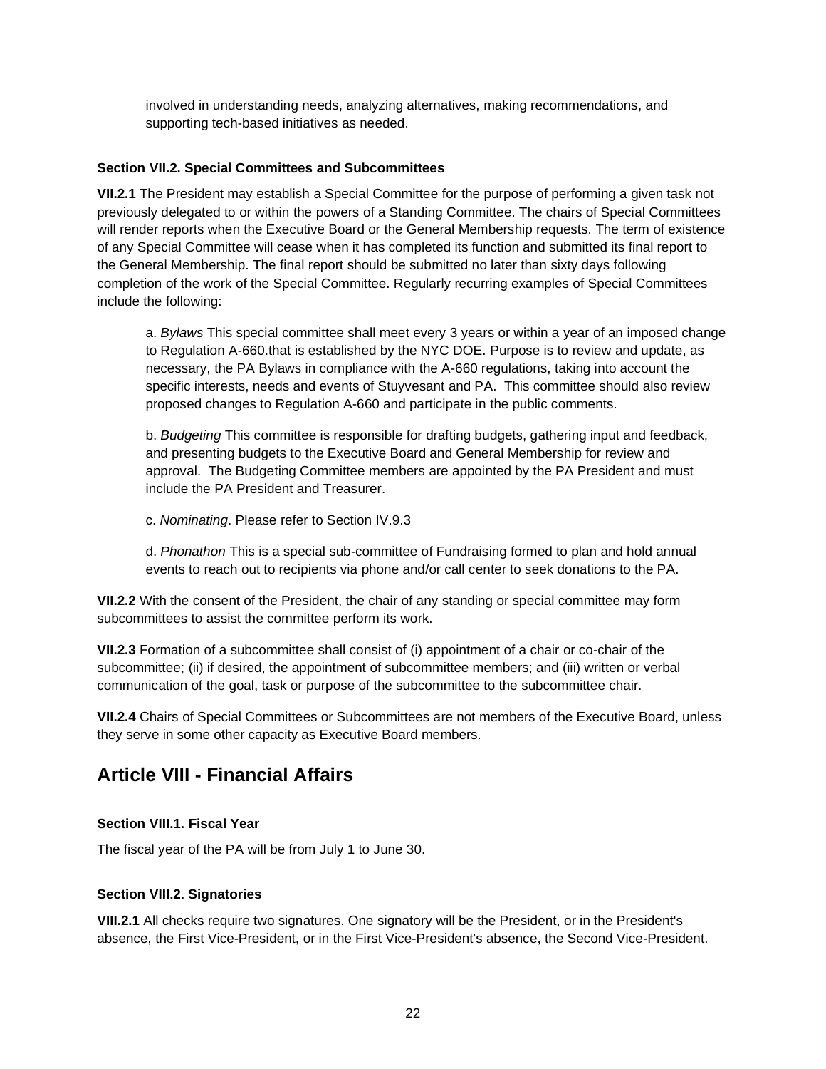involved in understanding needs, analyzing alternatives, making recommendations, and supporting tech-based initiatives as needed.

#### Section VII.2. Special Committees and Subcommittees

**VII.2.1** The President may establish a Special Committee for the purpose of performing a given task not previously delegated to or within the powers of a Standing Committee. The chairs of Special Committees will render reports when the Executive Board or the General Membership requests. The term of existence of any Special Committee will cease when it has completed its function and submitted its final report to the General Membership. The final report should be submitted no later than sixty days following completion of the work of the Special Committee. Regularly recurring examples of Special Committees include the following:

a. *Bylaws* This special committee shall meet every 3 years or within a year of an imposed change to Regulation A-660.that is established by the NYC DOE. Purpose is to review and update, as necessary, the PA Bylaws in compliance with the A-660 regulations, taking into account the specific interests, needs and events of Stuyvesant and PA. This committee should also review proposed changes to Regulation A-660 and participate in the public comments.

b. *Budgeting* This committee is responsible for drafting budgets, gathering input and feedback, and presenting budgets to the Executive Board and General Membership for review and approval. The Budgeting Committee members are appointed by the PA President and must include the PA President and Treasurer.

c. *Nominating*. Please refer to Section IV.9.3

d. *Phonathon* This is a special sub-committee of Fundraising formed to plan and hold annual events to reach out to recipients via phone and/or call center to seek donations to the PA.

**VII.2.2** With the consent of the President, the chair of any standing or special committee may form subcommittees to assist the committee perform its work.

**VII.2.3** Formation of a subcommittee shall consist of (i) appointment of a chair or co-chair of the subcommittee; (ii) if desired, the appointment of subcommittee members; and (iii) written or verbal communication of the goal, task or purpose of the subcommittee to the subcommittee chair.

**VII.2.4** Chairs of Special Committees or Subcommittees are not members of the Executive Board, unless they serve in some other capacity as Executive Board members.

## Article VIII - Financial Affairs

#### Section VIII.1. Fiscal Year

The fiscal year of the PA will be from July 1 to June 30.

#### Section VIII.2. Signatories

**VIII.2.1** All checks require two signatures. One signatory will be the President, or in the President's absence, the First Vice-President, or in the First Vice-President's absence, the Second Vice-President.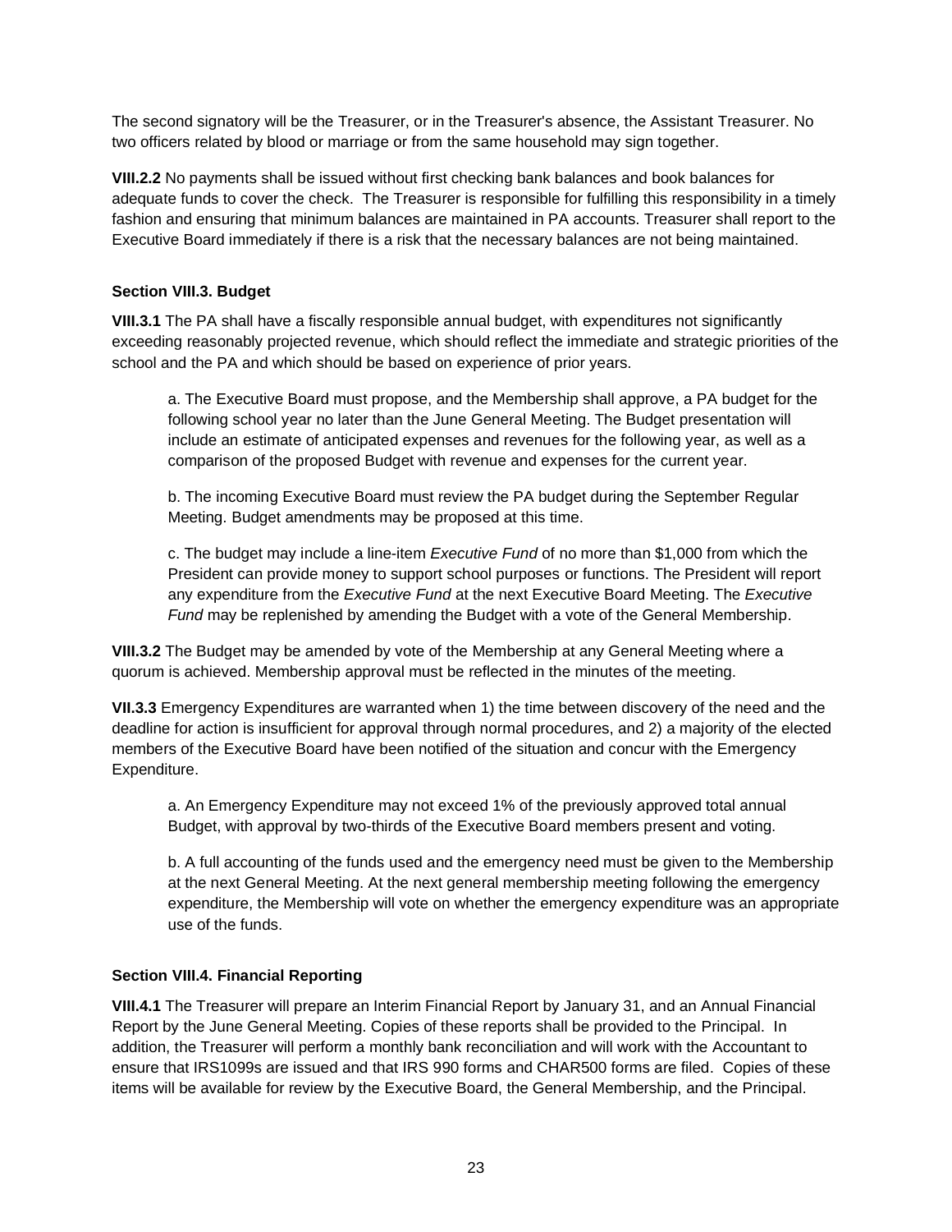The second signatory will be the Treasurer, or in the Treasurer's absence, the Assistant Treasurer. No two officers related by blood or marriage or from the same household may sign together.

**VIII.2.2** No payments shall be issued without first checking bank balances and book balances for adequate funds to cover the check. The Treasurer is responsible for fulfilling this responsibility in a timely fashion and ensuring that minimum balances are maintained in PA accounts. Treasurer shall report to the Executive Board immediately if there is a risk that the necessary balances are not being maintained.

#### Section VIII.3. Budget

**VIII.3.1** The PA shall have a fiscally responsible annual budget, with expenditures not significantly exceeding reasonably projected revenue, which should reflect the immediate and strategic priorities of the school and the PA and which should be based on experience of prior years.

a. The Executive Board must propose, and the Membership shall approve, a PA budget for the following school year no later than the June General Meeting. The Budget presentation will include an estimate of anticipated expenses and revenues for the following year, as well as a comparison of the proposed Budget with revenue and expenses for the current year.

b. The incoming Executive Board must review the PA budget during the September Regular Meeting. Budget amendments may be proposed at this time.

c. The budget may include a line-item *Executive Fund* of no more than $1,000 from which the President can provide money to support school purposes or functions. The President will report any expenditure from the *Executive Fund* at the next Executive Board Meeting. The *Executive Fund* may be replenished by amending the Budget with a vote of the General Membership.

**VIII.3.2** The Budget may be amended by vote of the Membership at any General Meeting where a quorum is achieved. Membership approval must be reflected in the minutes of the meeting.

**VII.3.3** Emergency Expenditures are warranted when 1) the time between discovery of the need and the deadline for action is insufficient for approval through normal procedures, and 2) a majority of the elected members of the Executive Board have been notified of the situation and concur with the Emergency Expenditure.

a. An Emergency Expenditure may not exceed 1% of the previously approved total annual Budget, with approval by two-thirds of the Executive Board members present and voting.

b. A full accounting of the funds used and the emergency need must be given to the Membership at the next General Meeting. At the next general membership meeting following the emergency expenditure, the Membership will vote on whether the emergency expenditure was an appropriate use of the funds.

#### Section VIII.4. Financial Reporting

**VIII.4.1** The Treasurer will prepare an Interim Financial Report by January 31, and an Annual Financial Report by the June General Meeting. Copies of these reports shall be provided to the Principal. In addition, the Treasurer will perform a monthly bank reconciliation and will work with the Accountant to ensure that IRS1099s are issued and that IRS 990 forms and CHAR500 forms are filed. Copies of these items will be available for review by the Executive Board, the General Membership, and the Principal.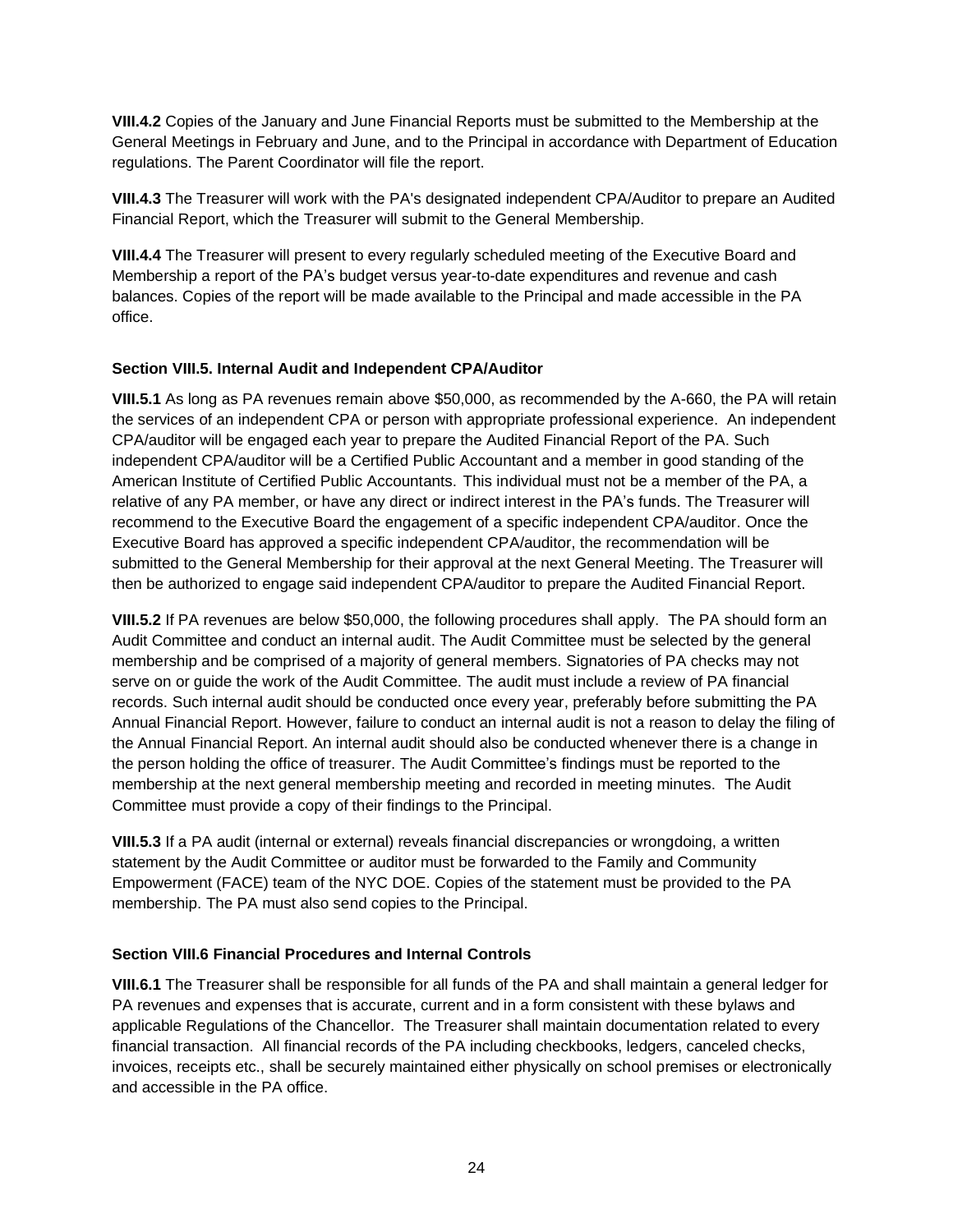**VIII.4.2** Copies of the January and June Financial Reports must be submitted to the Membership at the General Meetings in February and June, and to the Principal in accordance with Department of Education regulations. The Parent Coordinator will file the report.

**VIII.4.3** The Treasurer will work with the PA's designated independent CPA/Auditor to prepare an Audited Financial Report, which the Treasurer will submit to the General Membership.

**VIII.4.4** The Treasurer will present to every regularly scheduled meeting of the Executive Board and Membership a report of the PA's budget versus year-to-date expenditures and revenue and cash balances. Copies of the report will be made available to the Principal and made accessible in the PA office.

#### Section VIII.5. Internal Audit and Independent CPA/Auditor

**VIII.5.1** As long as PA revenues remain above $50,000, as recommended by the A-660, the PA will retain the services of an independent CPA or person with appropriate professional experience. An independent CPA/auditor will be engaged each year to prepare the Audited Financial Report of the PA. Such independent CPA/auditor will be a Certified Public Accountant and a member in good standing of the American Institute of Certified Public Accountants. This individual must not be a member of the PA, a relative of any PA member, or have any direct or indirect interest in the PA's funds. The Treasurer will recommend to the Executive Board the engagement of a specific independent CPA/auditor. Once the Executive Board has approved a specific independent CPA/auditor, the recommendation will be submitted to the General Membership for their approval at the next General Meeting. The Treasurer will then be authorized to engage said independent CPA/auditor to prepare the Audited Financial Report.

**VIII.5.2** If PA revenues are below $50,000, the following procedures shall apply. The PA should form an Audit Committee and conduct an internal audit. The Audit Committee must be selected by the general membership and be comprised of a majority of general members. Signatories of PA checks may not serve on or guide the work of the Audit Committee. The audit must include a review of PA financial records. Such internal audit should be conducted once every year, preferably before submitting the PA Annual Financial Report. However, failure to conduct an internal audit is not a reason to delay the filing of the Annual Financial Report. An internal audit should also be conducted whenever there is a change in the person holding the office of treasurer. The Audit Committee's findings must be reported to the membership at the next general membership meeting and recorded in meeting minutes. The Audit Committee must provide a copy of their findings to the Principal.

**VIII.5.3** If a PA audit (internal or external) reveals financial discrepancies or wrongdoing, a written statement by the Audit Committee or auditor must be forwarded to the Family and Community Empowerment (FACE) team of the NYC DOE. Copies of the statement must be provided to the PA membership. The PA must also send copies to the Principal.

#### Section VIII.6 Financial Procedures and Internal Controls

**VIII.6.1** The Treasurer shall be responsible for all funds of the PA and shall maintain a general ledger for PA revenues and expenses that is accurate, current and in a form consistent with these bylaws and applicable Regulations of the Chancellor. The Treasurer shall maintain documentation related to every financial transaction. All financial records of the PA including checkbooks, ledgers, canceled checks, invoices, receipts etc., shall be securely maintained either physically on school premises or electronically and accessible in the PA office.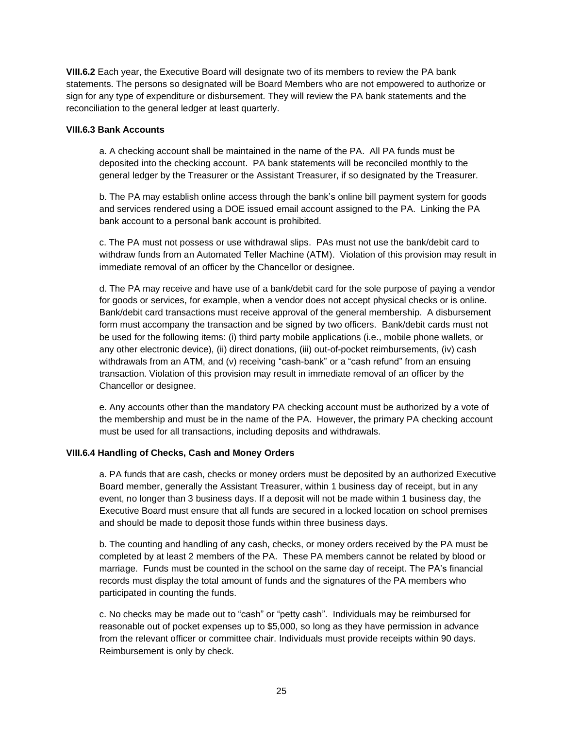**VIII.6.2** Each year, the Executive Board will designate two of its members to review the PA bank statements. The persons so designated will be Board Members who are not empowered to authorize or sign for any type of expenditure or disbursement. They will review the PA bank statements and the reconciliation to the general ledger at least quarterly.

**VIII.6.3 Bank Accounts**

a. A checking account shall be maintained in the name of the PA. All PA funds must be deposited into the checking account. PA bank statements will be reconciled monthly to the general ledger by the Treasurer or the Assistant Treasurer, if so designated by the Treasurer.

b. The PA may establish online access through the bank's online bill payment system for goods and services rendered using a DOE issued email account assigned to the PA. Linking the PA bank account to a personal bank account is prohibited.

c. The PA must not possess or use withdrawal slips. PAs must not use the bank/debit card to withdraw funds from an Automated Teller Machine (ATM). Violation of this provision may result in immediate removal of an officer by the Chancellor or designee.

d. The PA may receive and have use of a bank/debit card for the sole purpose of paying a vendor for goods or services, for example, when a vendor does not accept physical checks or is online. Bank/debit card transactions must receive approval of the general membership. A disbursement form must accompany the transaction and be signed by two officers. Bank/debit cards must not be used for the following items: (i) third party mobile applications (i.e., mobile phone wallets, or any other electronic device), (ii) direct donations, (iii) out-of-pocket reimbursements, (iv) cash withdrawals from an ATM, and (v) receiving "cash-bank" or a "cash refund" from an ensuing transaction. Violation of this provision may result in immediate removal of an officer by the Chancellor or designee.

e. Any accounts other than the mandatory PA checking account must be authorized by a vote of the membership and must be in the name of the PA. However, the primary PA checking account must be used for all transactions, including deposits and withdrawals.

**VIII.6.4 Handling of Checks, Cash and Money Orders**

a. PA funds that are cash, checks or money orders must be deposited by an authorized Executive Board member, generally the Assistant Treasurer, within 1 business day of receipt, but in any event, no longer than 3 business days. If a deposit will not be made within 1 business day, the Executive Board must ensure that all funds are secured in a locked location on school premises and should be made to deposit those funds within three business days.

b. The counting and handling of any cash, checks, or money orders received by the PA must be completed by at least 2 members of the PA. These PA members cannot be related by blood or marriage. Funds must be counted in the school on the same day of receipt. The PA's financial records must display the total amount of funds and the signatures of the PA members who participated in counting the funds.

c. No checks may be made out to "cash" or "petty cash". Individuals may be reimbursed for reasonable out of pocket expenses up to $5,000, so long as they have permission in advance from the relevant officer or committee chair. Individuals must provide receipts within 90 days. Reimbursement is only by check.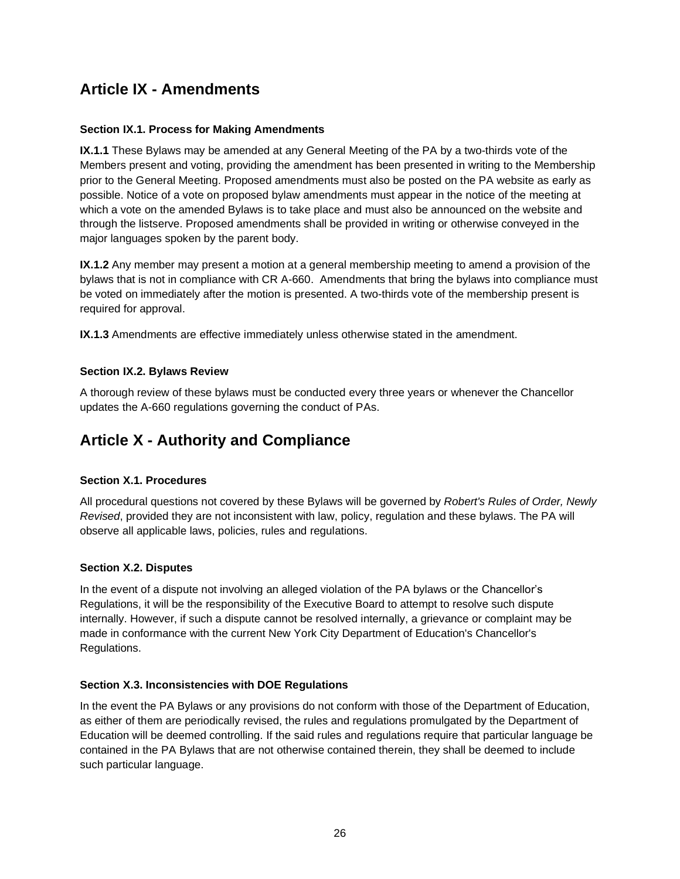## Article IX - Amendments

#### Section IX.1. Process for Making Amendments

**IX.1.1** These Bylaws may be amended at any General Meeting of the PA by a two-thirds vote of the Members present and voting, providing the amendment has been presented in writing to the Membership prior to the General Meeting. Proposed amendments must also be posted on the PA website as early as possible. Notice of a vote on proposed bylaw amendments must appear in the notice of the meeting at which a vote on the amended Bylaws is to take place and must also be announced on the website and through the listserve. Proposed amendments shall be provided in writing or otherwise conveyed in the major languages spoken by the parent body.

**IX.1.2** Any member may present a motion at a general membership meeting to amend a provision of the bylaws that is not in compliance with CR A-660. Amendments that bring the bylaws into compliance must be voted on immediately after the motion is presented. A two-thirds vote of the membership present is required for approval.

**IX.1.3** Amendments are effective immediately unless otherwise stated in the amendment.

#### Section IX.2. Bylaws Review

A thorough review of these bylaws must be conducted every three years or whenever the Chancellor updates the A-660 regulations governing the conduct of PAs.

## Article X - Authority and Compliance

#### Section X.1. Procedures

All procedural questions not covered by these Bylaws will be governed by *Robert's Rules of Order, Newly Revised*, provided they are not inconsistent with law, policy, regulation and these bylaws. The PA will observe all applicable laws, policies, rules and regulations.

#### Section X.2. Disputes

In the event of a dispute not involving an alleged violation of the PA bylaws or the Chancellor's Regulations, it will be the responsibility of the Executive Board to attempt to resolve such dispute internally. However, if such a dispute cannot be resolved internally, a grievance or complaint may be made in conformance with the current New York City Department of Education's Chancellor's Regulations.

#### Section X.3. Inconsistencies with DOE Regulations

In the event the PA Bylaws or any provisions do not conform with those of the Department of Education, as either of them are periodically revised, the rules and regulations promulgated by the Department of Education will be deemed controlling. If the said rules and regulations require that particular language be contained in the PA Bylaws that are not otherwise contained therein, they shall be deemed to include such particular language.